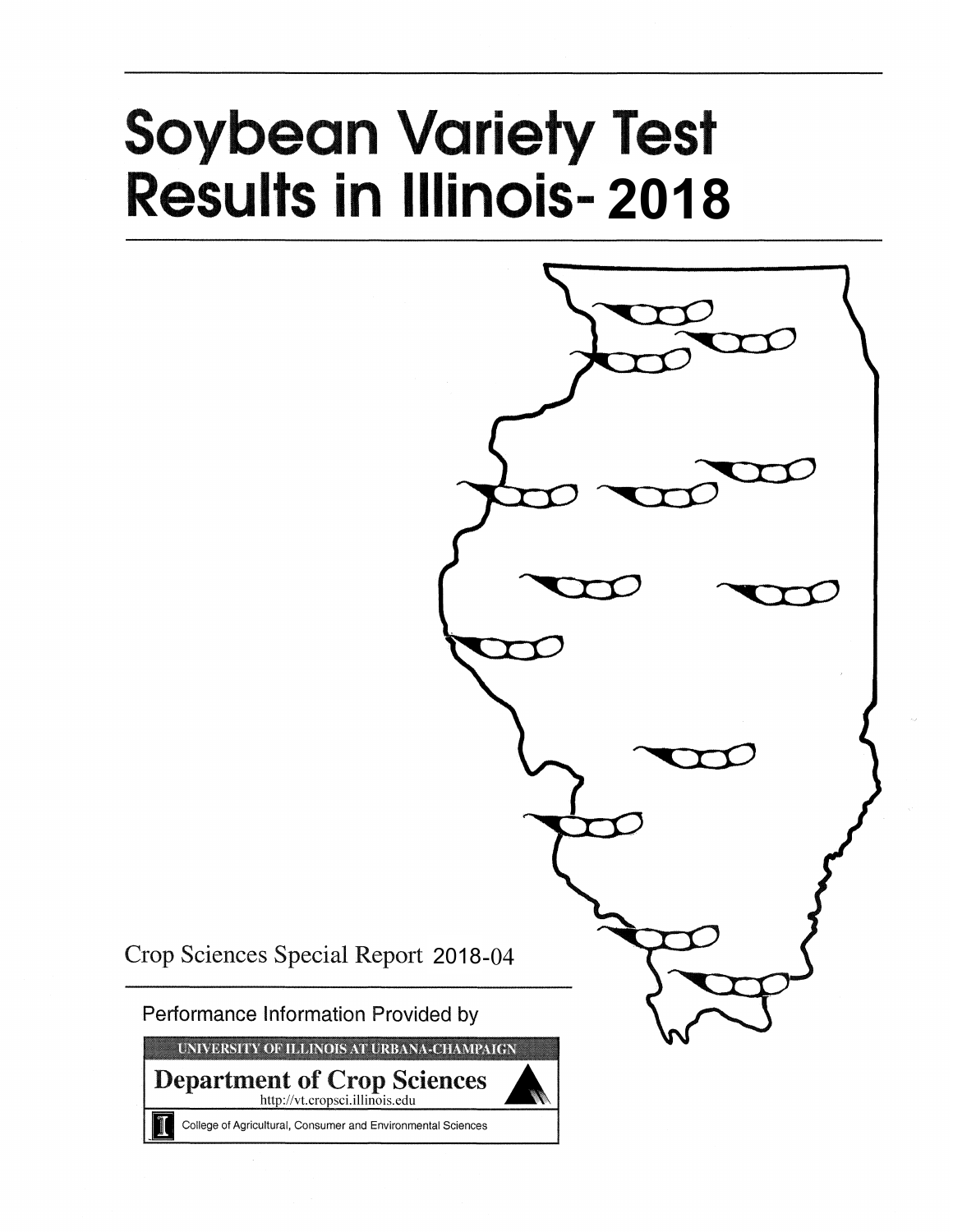# Soybean Variety Test Results in Illinois- 2018

Crop Sciences Special Report 2018-04

Performance Information Provided by

UNIVERSITY OF ILLINOIS AT URBANA-CHAMPAIGN

**Department of Crop Sciences**

http://vt.cropsci.illinois.edu

College of Agricultural, Consumer and Environmental Sciences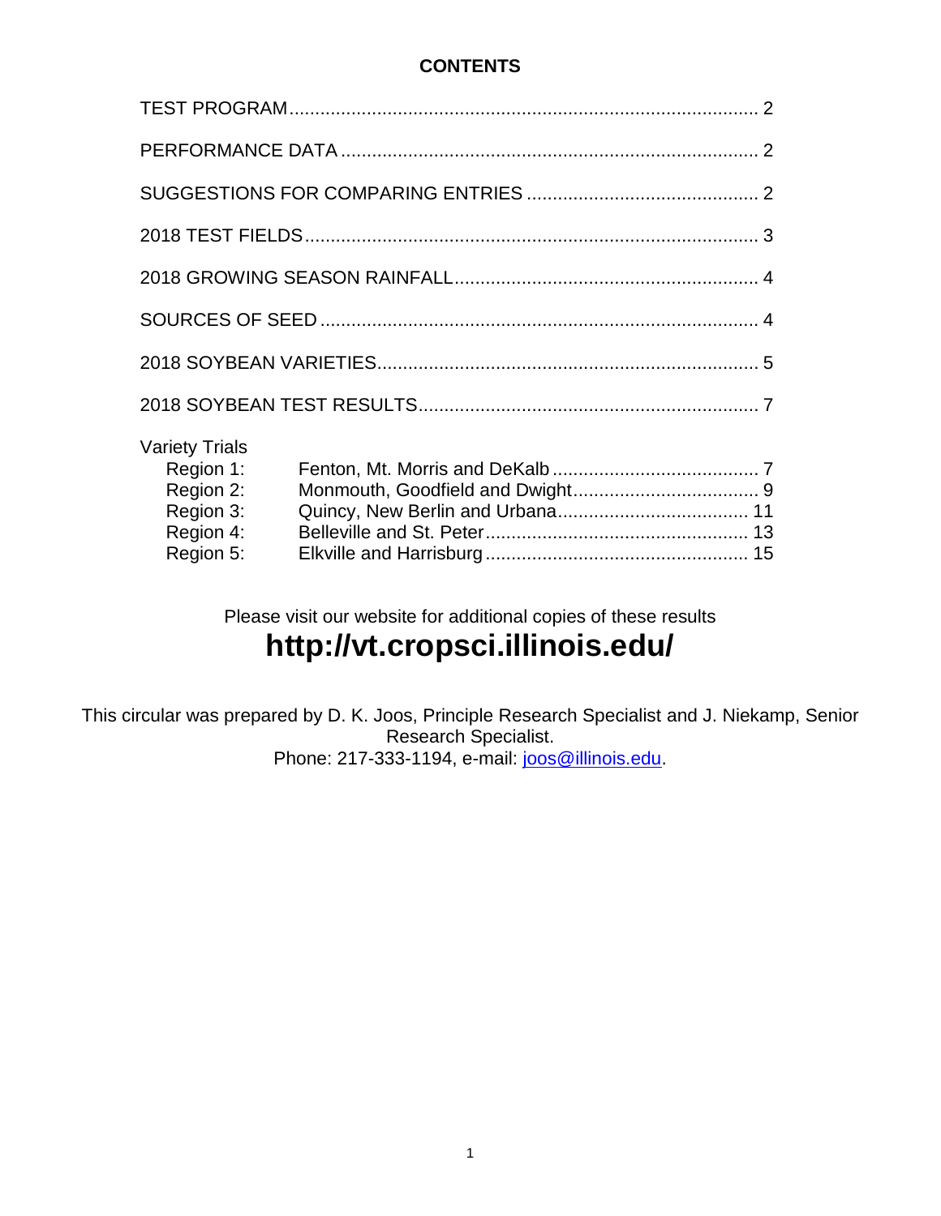# CONTENTS

| | |
|---|---|
| TEST PROGRAM | 2 |
| PERFORMANCE DATA | 2 |
| SUGGESTIONS FOR COMPARING ENTRIES | 2 |
| 2018 TEST FIELDS | 3 |
| 2018 GROWING SEASON RAINFALL | 4 |
| SOURCES OF SEED | 4 |
| 2018 SOYBEAN VARIETIES | 5 |
| 2018 SOYBEAN TEST RESULTS | 7 |

Variety Trials

| | | |
|---|---|---|
| Region 1: | Fenton, Mt. Morris and DeKalb | 7 |
| Region 2: | Monmouth, Goodfield and Dwight | 9 |
| Region 3: | Quincy, New Berlin and Urbana | 11 |
| Region 4: | Belleville and St. Peter | 13 |
| Region 5: | Elkville and Harrisburg | 15 |

Please visit our website for additional copies of these results

**http://vt.cropsci.illinois.edu/**

This circular was prepared by D. K. Joos, Principle Research Specialist and J. Niekamp, Senior Research Specialist.
Phone: 217-333-1194, e-mail: joos@illinois.edu.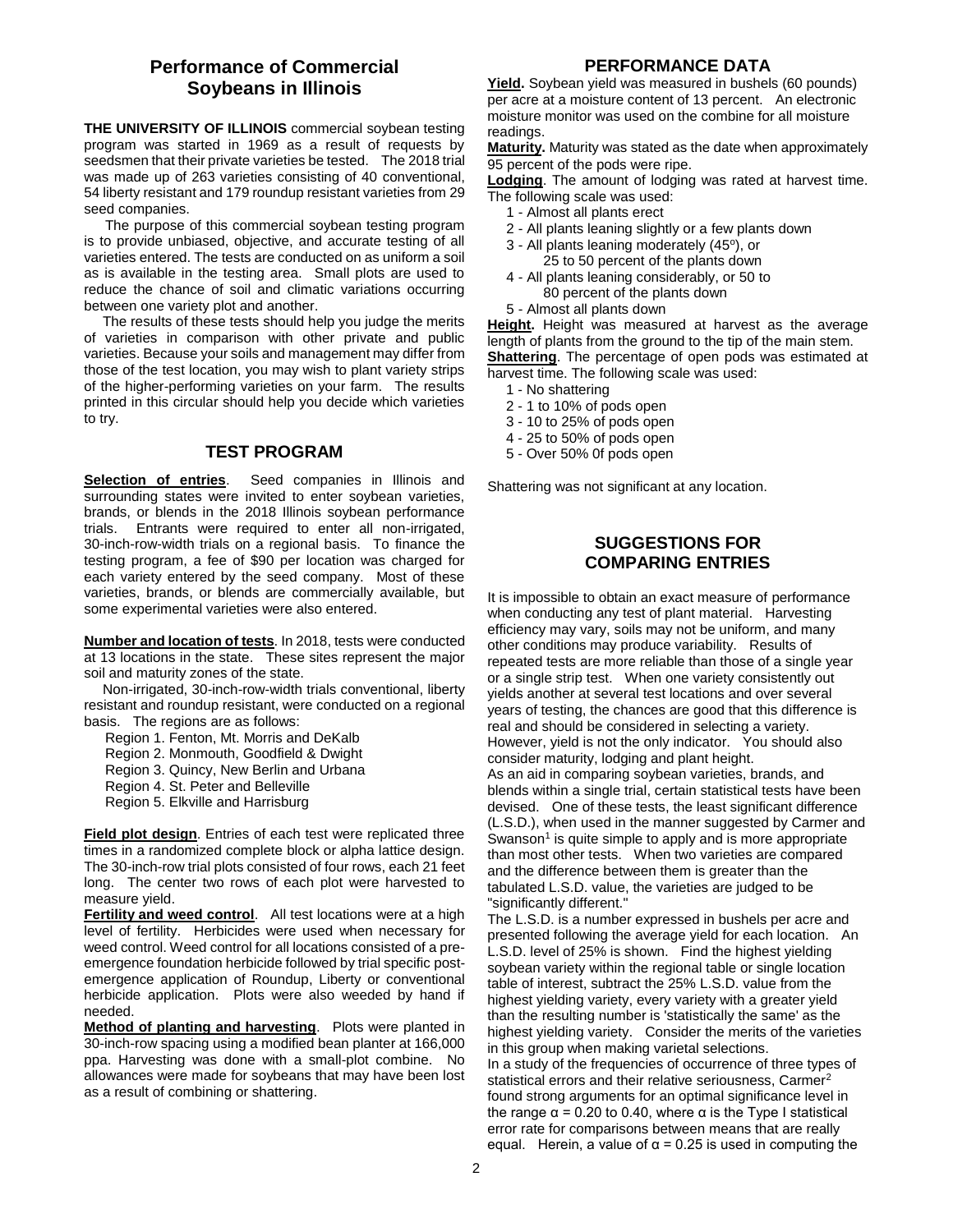## Performance of Commercial Soybeans in Illinois

**THE UNIVERSITY OF ILLINOIS** commercial soybean testing program was started in 1969 as a result of requests by seedsmen that their private varieties be tested. The 2018 trial was made up of 263 varieties consisting of 40 conventional, 54 liberty resistant and 179 roundup resistant varieties from 29 seed companies.

The purpose of this commercial soybean testing program is to provide unbiased, objective, and accurate testing of all varieties entered. The tests are conducted on as uniform a soil as is available in the testing area. Small plots are used to reduce the chance of soil and climatic variations occurring between one variety plot and another.

The results of these tests should help you judge the merits of varieties in comparison with other private and public varieties. Because your soils and management may differ from those of the test location, you may wish to plant variety strips of the higher-performing varieties on your farm. The results printed in this circular should help you decide which varieties to try.

## TEST PROGRAM

**Selection of entries**. Seed companies in Illinois and surrounding states were invited to enter soybean varieties, brands, or blends in the 2018 Illinois soybean performance trials. Entrants were required to enter all non-irrigated, 30-inch-row-width trials on a regional basis. To finance the testing program, a fee of $90 per location was charged for each variety entered by the seed company. Most of these varieties, brands, or blends are commercially available, but some experimental varieties were also entered.

**Number and location of tests**. In 2018, tests were conducted at 13 locations in the state. These sites represent the major soil and maturity zones of the state.

Non-irrigated, 30-inch-row-width trials conventional, liberty resistant and roundup resistant, were conducted on a regional basis. The regions are as follows:

- Region 1. Fenton, Mt. Morris and DeKalb
- Region 2. Monmouth, Goodfield & Dwight
- Region 3. Quincy, New Berlin and Urbana
- Region 4. St. Peter and Belleville
- Region 5. Elkville and Harrisburg

**Field plot design**. Entries of each test were replicated three times in a randomized complete block or alpha lattice design. The 30-inch-row trial plots consisted of four rows, each 21 feet long. The center two rows of each plot were harvested to measure yield.

**Fertility and weed control**. All test locations were at a high level of fertility. Herbicides were used when necessary for weed control. Weed control for all locations consisted of a pre-emergence foundation herbicide followed by trial specific post-emergence application of Roundup, Liberty or conventional herbicide application. Plots were also weeded by hand if needed.

**Method of planting and harvesting**. Plots were planted in 30-inch-row spacing using a modified bean planter at 166,000 ppa. Harvesting was done with a small-plot combine. No allowances were made for soybeans that may have been lost as a result of combining or shattering.

## PERFORMANCE DATA

**Yield.** Soybean yield was measured in bushels (60 pounds) per acre at a moisture content of 13 percent. An electronic moisture monitor was used on the combine for all moisture readings.

**Maturity.** Maturity was stated as the date when approximately 95 percent of the pods were ripe.

**Lodging**. The amount of lodging was rated at harvest time. The following scale was used:

- 1 - Almost all plants erect
- 2 - All plants leaning slightly or a few plants down
- 3 - All plants leaning moderately (45$^o$), or 25 to 50 percent of the plants down
- 4 - All plants leaning considerably, or 50 to 80 percent of the plants down
- 5 - Almost all plants down

**Height.** Height was measured at harvest as the average length of plants from the ground to the tip of the main stem.

**Shattering**. The percentage of open pods was estimated at harvest time. The following scale was used:

- 1 - No shattering
- 2 - 1 to 10% of pods open
- 3 - 10 to 25% of pods open
- 4 - 25 to 50% of pods open
- 5 - Over 50% 0f pods open

Shattering was not significant at any location.

## SUGGESTIONS FOR COMPARING ENTRIES

It is impossible to obtain an exact measure of performance when conducting any test of plant material. Harvesting efficiency may vary, soils may not be uniform, and many other conditions may produce variability. Results of repeated tests are more reliable than those of a single year or a single strip test. When one variety consistently out yields another at several test locations and over several years of testing, the chances are good that this difference is real and should be considered in selecting a variety. However, yield is not the only indicator. You should also consider maturity, lodging and plant height.

As an aid in comparing soybean varieties, brands, and blends within a single trial, certain statistical tests have been devised. One of these tests, the least significant difference (L.S.D.), when used in the manner suggested by Carmer and Swanson[1] is quite simple to apply and is more appropriate than most other tests. When two varieties are compared and the difference between them is greater than the tabulated L.S.D. value, the varieties are judged to be "significantly different."

The L.S.D. is a number expressed in bushels per acre and presented following the average yield for each location. An L.S.D. level of 25% is shown. Find the highest yielding soybean variety within the regional table or single location table of interest, subtract the 25% L.S.D. value from the highest yielding variety, every variety with a greater yield than the resulting number is 'statistically the same' as the highest yielding variety. Consider the merits of the varieties in this group when making varietal selections.

In a study of the frequencies of occurrence of three types of statistical errors and their relative seriousness, Carmer[2] found strong arguments for an optimal significance level in the range $\alpha = 0.20$ to $0.40$, where $\alpha$ is the Type I statistical error rate for comparisons between means that are really equal. Herein, a value of $\alpha = 0.25$ is used in computing the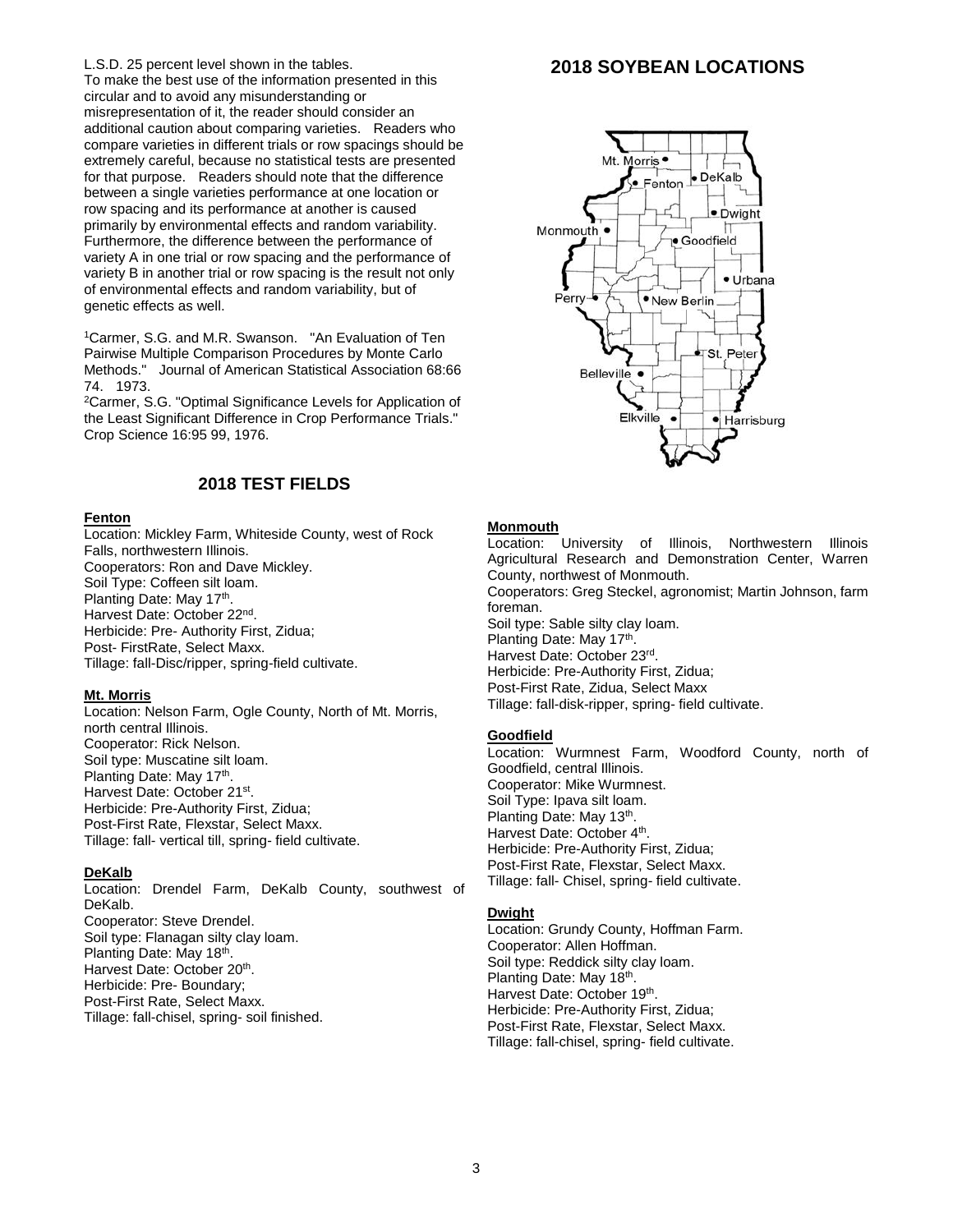L.S.D. 25 percent level shown in the tables.

To make the best use of the information presented in this circular and to avoid any misunderstanding or misrepresentation of it, the reader should consider an additional caution about comparing varieties. Readers who compare varieties in different trials or row spacings should be extremely careful, because no statistical tests are presented for that purpose. Readers should note that the difference between a single varieties performance at one location or row spacing and its performance at another is caused primarily by environmental effects and random variability. Furthermore, the difference between the performance of variety A in one trial or row spacing and the performance of variety B in another trial or row spacing is the result not only of environmental effects and random variability, but of genetic effects as well.

[1]Carmer, S.G. and M.R. Swanson. "An Evaluation of Ten Pairwise Multiple Comparison Procedures by Monte Carlo Methods." Journal of American Statistical Association 68:66 74. 1973.

[2]Carmer, S.G. "Optimal Significance Levels for Application of the Least Significant Difference in Crop Performance Trials." Crop Science 16:95 99, 1976.

## 2018 SOYBEAN LOCATIONS

Mt. Morris, DeKalb, Fenton, Dwight, Monmouth, Goodfield, Urbana, Perry, New Berlin, St. Peter, Belleville, Elkville, Harrisburg

## 2018 TEST FIELDS

**Fenton**

Location: Mickley Farm, Whiteside County, west of Rock Falls, northwestern Illinois.
Cooperators: Ron and Dave Mickley.
Soil Type: Coffeen silt loam.
Planting Date: May 17th.
Harvest Date: October 22nd.
Herbicide: Pre- Authority First, Zidua;
Post- FirstRate, Select Maxx.
Tillage: fall-Disc/ripper, spring-field cultivate.

**Mt. Morris**

Location: Nelson Farm, Ogle County, North of Mt. Morris, north central Illinois.
Cooperator: Rick Nelson.
Soil type: Muscatine silt loam.
Planting Date: May 17th.
Harvest Date: October 21st.
Herbicide: Pre-Authority First, Zidua;
Post-First Rate, Flexstar, Select Maxx.
Tillage: fall- vertical till, spring- field cultivate.

**DeKalb**

Location: Drendel Farm, DeKalb County, southwest of DeKalb.
Cooperator: Steve Drendel.
Soil type: Flanagan silty clay loam.
Planting Date: May 18th.
Harvest Date: October 20th.
Herbicide: Pre- Boundary;
Post-First Rate, Select Maxx.
Tillage: fall-chisel, spring- soil finished.

**Monmouth**

Location: University of Illinois, Northwestern Illinois Agricultural Research and Demonstration Center, Warren County, northwest of Monmouth.
Cooperators: Greg Steckel, agronomist; Martin Johnson, farm foreman.
Soil type: Sable silty clay loam.
Planting Date: May 17th.
Harvest Date: October 23rd.
Herbicide: Pre-Authority First, Zidua;
Post-First Rate, Zidua, Select Maxx
Tillage: fall-disk-ripper, spring- field cultivate.

**Goodfield**

Location: Wurmnest Farm, Woodford County, north of Goodfield, central Illinois.
Cooperator: Mike Wurmnest.
Soil Type: Ipava silt loam.
Planting Date: May 13th.
Harvest Date: October 4th.
Herbicide: Pre-Authority First, Zidua;
Post-First Rate, Flexstar, Select Maxx.
Tillage: fall- Chisel, spring- field cultivate.

**Dwight**

Location: Grundy County, Hoffman Farm.
Cooperator: Allen Hoffman.
Soil type: Reddick silty clay loam.
Planting Date: May 18th.
Harvest Date: October 19th.
Herbicide: Pre-Authority First, Zidua;
Post-First Rate, Flexstar, Select Maxx.
Tillage: fall-chisel, spring- field cultivate.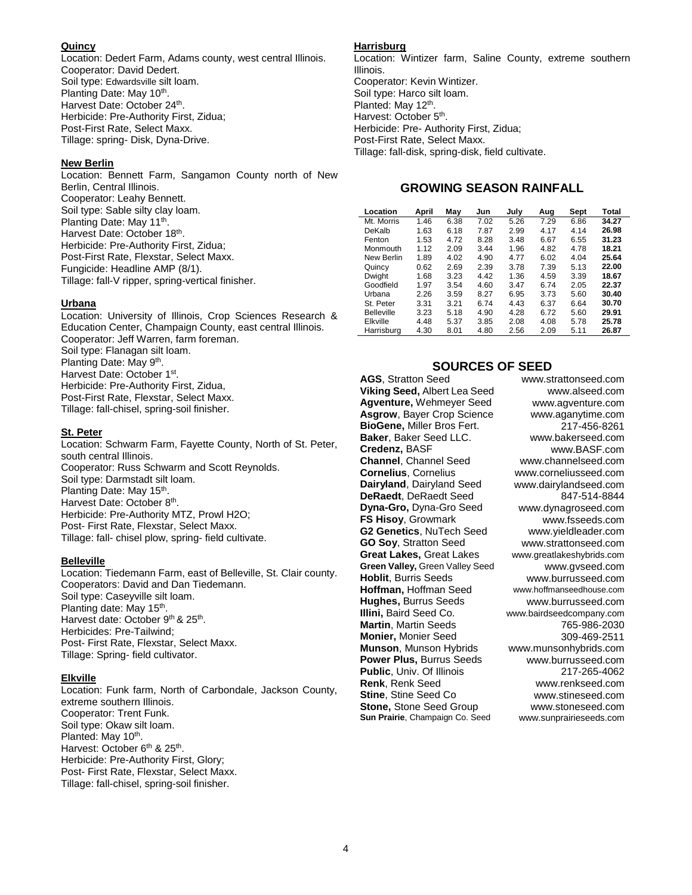### Quincy

Location: Dedert Farm, Adams county, west central Illinois.
Cooperator: David Dedert.
Soil type: Edwardsville silt loam.
Planting Date: May 10th.
Harvest Date: October 24th.
Herbicide: Pre-Authority First, Zidua;
Post-First Rate, Select Maxx.
Tillage: spring- Disk, Dyna-Drive.

### New Berlin

Location: Bennett Farm, Sangamon County north of New Berlin, Central Illinois.
Cooperator: Leahy Bennett.
Soil type: Sable silty clay loam.
Planting Date: May 11th.
Harvest Date: October 18th.
Herbicide: Pre-Authority First, Zidua;
Post-First Rate, Flexstar, Select Maxx.
Fungicide: Headline AMP (8/1).
Tillage: fall-V ripper, spring-vertical finisher.

### Urbana

Location: University of Illinois, Crop Sciences Research & Education Center, Champaign County, east central Illinois.
Cooperator: Jeff Warren, farm foreman.
Soil type: Flanagan silt loam.
Planting Date: May 9th.
Harvest Date: October 1st.
Herbicide: Pre-Authority First, Zidua,
Post-First Rate, Flexstar, Select Maxx.
Tillage: fall-chisel, spring-soil finisher.

### St. Peter

Location: Schwarm Farm, Fayette County, North of St. Peter, south central Illinois.
Cooperator: Russ Schwarm and Scott Reynolds.
Soil type: Darmstadt silt loam.
Planting Date: May 15th.
Harvest Date: October 8th.
Herbicide: Pre-Authority MTZ, Prowl H2O;
Post- First Rate, Flexstar, Select Maxx.
Tillage: fall- chisel plow, spring- field cultivate.

### Belleville

Location: Tiedemann Farm, east of Belleville, St. Clair county.
Cooperators: David and Dan Tiedemann.
Soil type: Caseyville silt loam.
Planting date: May 15th.
Harvest date: October 9th & 25th.
Herbicides: Pre-Tailwind;
Post- First Rate, Flexstar, Select Maxx.
Tillage: Spring- field cultivator.

### Elkville

Location: Funk farm, North of Carbondale, Jackson County, extreme southern Illinois.
Cooperator: Trent Funk.
Soil type: Okaw silt loam.
Planted: May 10th.
Harvest: October 6th & 25th.
Herbicide: Pre-Authority First, Glory;
Post- First Rate, Flexstar, Select Maxx.
Tillage: fall-chisel, spring-soil finisher.

### Harrisburg

Location: Wintizer farm, Saline County, extreme southern Illinois.
Cooperator: Kevin Wintizer.
Soil type: Harco silt loam.
Planted: May 12th.
Harvest: October 5th.
Herbicide: Pre- Authority First, Zidua;
Post-First Rate, Select Maxx.
Tillage: fall-disk, spring-disk, field cultivate.

## GROWING SEASON RAINFALL

| Location | April | May | Jun | July | Aug | Sept | Total |
|---|---|---|---|---|---|---|---|
| Mt. Morris | 1.46 | 6.38 | 7.02 | 5.26 | 7.29 | 6.86 | **34.27** |
| DeKalb | 1.63 | 6.18 | 7.87 | 2.99 | 4.17 | 4.14 | **26.98** |
| Fenton | 1.53 | 4.72 | 8.28 | 3.48 | 6.67 | 6.55 | **31.23** |
| Monmouth | 1.12 | 2.09 | 3.44 | 1.96 | 4.82 | 4.78 | **18.21** |
| New Berlin | 1.89 | 4.02 | 4.90 | 4.77 | 6.02 | 4.04 | **25.64** |
| Quincy | 0.62 | 2.69 | 2.39 | 3.78 | 7.39 | 5.13 | **22.00** |
| Dwight | 1.68 | 3.23 | 4.42 | 1.36 | 4.59 | 3.39 | **18.67** |
| Goodfield | 1.97 | 3.54 | 4.60 | 3.47 | 6.74 | 2.05 | **22.37** |
| Urbana | 2.26 | 3.59 | 8.27 | 6.95 | 3.73 | 5.60 | **30.40** |
| St. Peter | 3.31 | 3.21 | 6.74 | 4.43 | 6.37 | 6.64 | **30.70** |
| Belleville | 3.23 | 5.18 | 4.90 | 4.28 | 6.72 | 5.60 | **29.91** |
| Elkville | 4.48 | 5.37 | 3.85 | 2.08 | 4.08 | 5.78 | **25.78** |
| Harrisburg | 4.30 | 8.01 | 4.80 | 2.56 | 2.09 | 5.11 | **26.87** |

## SOURCES OF SEED

| Source | Contact |
|---|---|
| **AGS**, Stratton Seed | www.strattonseed.com |
| **Viking Seed,** Albert Lea Seed | www.alseed.com |
| **Agventure,** Wehmeyer Seed | www.agventure.com |
| **Asgrow**, Bayer Crop Science | www.aganytime.com |
| **BioGene,** Miller Bros Fert. | 217-456-8261 |
| **Baker**, Baker Seed LLC. | www.bakerseed.com |
| **Credenz,** BASF | www.BASF.com |
| **Channel**, Channel Seed | www.channelseed.com |
| **Cornelius**, Cornelius | www.corneliusseed.com |
| **Dairyland**, Dairyland Seed | www.dairylandseed.com |
| **DeRaedt**, DeRaedt Seed | 847-514-8844 |
| **Dyna-Gro,** Dyna-Gro Seed | www.dynagroseed.com |
| **FS Hisoy**, Growmark | www.fsseeds.com |
| **G2 Genetics**, NuTech Seed | www.yieldleader.com |
| **GO Soy**, Stratton Seed | www.strattonseed.com |
| **Great Lakes,** Great Lakes | www.greatlakeshybrids.com |
| **Green Valley,** Green Valley Seed | www.gvseed.com |
| **Hoblit**, Burris Seeds | www.burrusseed.com |
| **Hoffman,** Hoffman Seed | www.hoffmanseedhouse.com |
| **Hughes,** Burrus Seeds | www.burrusseed.com |
| **Illini,** Baird Seed Co. | www.bairdseedcompany.com |
| **Martin**, Martin Seeds | 765-986-2030 |
| **Monier,** Monier Seed | 309-469-2511 |
| **Munson**, Munson Hybrids | www.munsonhybrids.com |
| **Power Plus,** Burrus Seeds | www.burrusseed.com |
| **Public**, Univ. Of Illinois | 217-265-4062 |
| **Renk**, Renk Seed | www.renkseed.com |
| **Stine**, Stine Seed Co | www.stineseed.com |
| **Stone,** Stone Seed Group | www.stoneseed.com |
| **Sun Prairie**, Champaign Co. Seed | www.sunprairieseeds.com |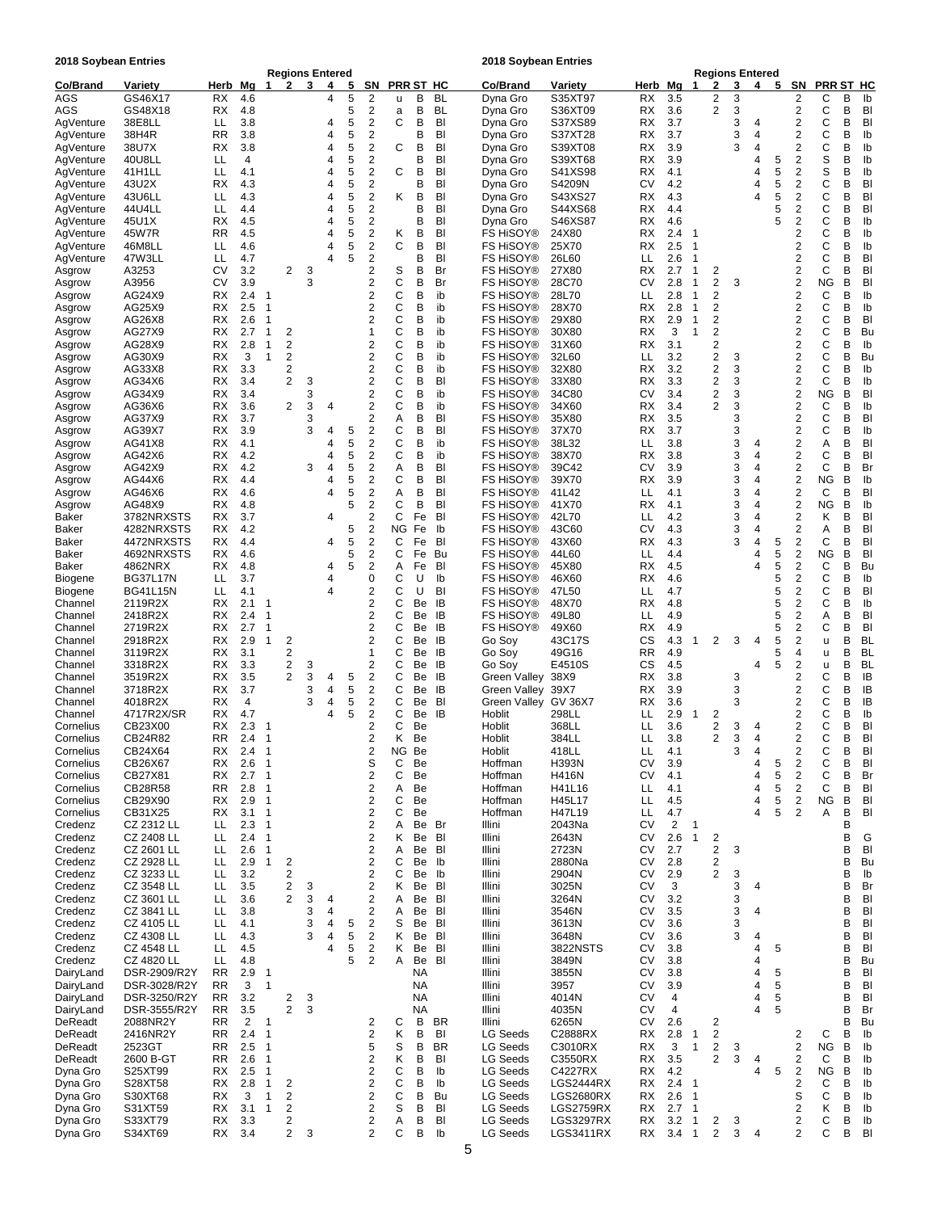## 2018 Soybean Entries

| Co/Brand | Variety | Herb | Mg | Regions Entered 1 | 2 | 3 | 4 | 5 | SN | PRR | ST | HC |
|---|---|---|---|---|---|---|---|---|---|---|---|---|
| AGS | GS46X17 | RX | 4.6 | | | | 4 | 5 | 2 | u | B | BL |
| AGS | GS48X18 | RX | 4.8 | | | | | 5 | 2 | a | B | BL |
| AgVenture | 38E8LL | LL | 3.8 | | | | 4 | 5 | 2 | C | B | Bl |
| AgVenture | 38H4R | RR | 3.8 | | | | 4 | 5 | 2 | | B | Bl |
| AgVenture | 38U7X | RX | 3.8 | | | | 4 | 5 | 2 | C | B | Bl |
| AgVenture | 40U8LL | LL | 4 | | | | 4 | 5 | 2 | | B | Bl |
| AgVenture | 41H1LL | LL | 4.1 | | | | 4 | 5 | 2 | C | B | Bl |
| AgVenture | 43U2X | RX | 4.3 | | | | 4 | 5 | 2 | | B | Bl |
| AgVenture | 43U6LL | LL | 4.3 | | | | 4 | 5 | 2 | K | B | Bl |
| AgVenture | 44U4LL | LL | 4.4 | | | | 4 | 5 | 2 | | B | Bl |
| AgVenture | 45U1X | RX | 4.5 | | | | 4 | 5 | 2 | | B | Bl |
| AgVenture | 45W7R | RR | 4.5 | | | | 4 | 5 | 2 | K | B | Bl |
| AgVenture | 46M8LL | LL | 4.6 | | | | 4 | 5 | 2 | C | B | Bl |
| AgVenture | 47W3LL | LL | 4.7 | | | | 4 | 5 | 2 | | B | Bl |
| Asgrow | A3253 | CV | 3.2 | | 2 | 3 | | | 2 | S | B | Br |
| Asgrow | A3956 | CV | 3.9 | | | 3 | | | 2 | C | B | Br |
| Asgrow | AG24X9 | RX | 2.4 | 1 | | | | | 2 | C | B | ib |
| Asgrow | AG25X9 | RX | 2.5 | 1 | | | | | 2 | C | B | ib |
| Asgrow | AG26X8 | RX | 2.6 | 1 | | | | | 2 | C | B | ib |
| Asgrow | AG27X9 | RX | 2.7 | 1 | 2 | | | | 1 | C | B | ib |
| Asgrow | AG28X9 | RX | 2.8 | 1 | 2 | | | | 2 | C | B | ib |
| Asgrow | AG30X9 | RX | 3 | 1 | 2 | | | | 2 | C | B | ib |
| Asgrow | AG33X8 | RX | 3.3 | | 2 | | | | 2 | C | B | ib |
| Asgrow | AG34X6 | RX | 3.4 | | 2 | 3 | | | 2 | C | B | Bl |
| Asgrow | AG34X9 | RX | 3.4 | | | 3 | | | 2 | C | B | ib |
| Asgrow | AG36X6 | RX | 3.6 | | 2 | 3 | 4 | | 2 | C | B | ib |
| Asgrow | AG37X9 | RX | 3.7 | | | 3 | | | 2 | A | B | Bl |
| Asgrow | AG39X7 | RX | 3.9 | | | 3 | 4 | 5 | 2 | C | B | Bl |
| Asgrow | AG41X8 | RX | 4.1 | | | | 4 | 5 | 2 | C | B | ib |
| Asgrow | AG42X6 | RX | 4.2 | | | | 4 | 5 | 2 | C | B | ib |
| Asgrow | AG42X9 | RX | 4.2 | | | 3 | 4 | 5 | 2 | A | B | Bl |
| Asgrow | AG44X6 | RX | 4.4 | | | | 4 | 5 | 2 | C | B | Bl |
| Asgrow | AG46X6 | RX | 4.6 | | | | 4 | 5 | 2 | A | B | Bl |
| Asgrow | AG48X9 | RX | 4.8 | | | | | 5 | 2 | C | B | Bl |
| Baker | 3782NRXSTS | RX | 3.7 | | | | 4 | | 2 | C | Fe | Bl |
| Baker | 4282NRXSTS | RX | 4.2 | | | | | 5 | 2 | NG | Fe | Ib |
| Baker | 4472NRXSTS | RX | 4.4 | | | | 4 | 5 | 2 | C | Fe | Bl |
| Baker | 4692NRXSTS | RX | 4.6 | | | | | 5 | 2 | C | Fe | Bu |
| Baker | 4862NRX | RX | 4.8 | | | | 4 | 5 | 2 | A | Fe | Bl |
| Biogene | BG37L17N | LL | 3.7 | | | | 4 | | 0 | C | U | Ib |
| Biogene | BG41L15N | LL | 4.1 | | | | 4 | | 2 | C | U | Bl |
| Channel | 2119R2X | RX | 2.1 | 1 | | | | | 2 | C | Be | IB |
| Channel | 2418R2X | RX | 2.4 | 1 | | | | | 2 | C | Be | IB |
| Channel | 2719R2X | RX | 2.7 | 1 | | | | | 2 | C | Be | IB |
| Channel | 2918R2X | RX | 2.9 | 1 | 2 | | | | 2 | C | Be | IB |
| Channel | 3119R2X | RX | 3.1 | | 2 | | | | 1 | C | Be | IB |
| Channel | 3318R2X | RX | 3.3 | | 2 | 3 | | | 2 | C | Be | IB |
| Channel | 3519R2X | RX | 3.5 | | 2 | 3 | 4 | 5 | 2 | C | Be | IB |
| Channel | 3718R2X | RX | 3.7 | | | 3 | 4 | 5 | 2 | C | Be | IB |
| Channel | 4018R2X | RX | 4 | | | 3 | 4 | 5 | 2 | C | Be | Bl |
| Channel | 4717R2X/SR | RX | 4.7 | | | | 4 | 5 | 2 | C | Be | IB |
| Cornelius | CB23X00 | RX | 2.3 | 1 | | | | | 2 | C | Be | |
| Cornelius | CB24R82 | RR | 2.4 | 1 | | | | | 2 | K | Be | |
| Cornelius | CB24X64 | RX | 2.4 | 1 | | | | | 2 | NG | Be | |
| Cornelius | CB26X67 | RX | 2.6 | 1 | | | | | S | C | Be | |
| Cornelius | CB27X81 | RX | 2.7 | 1 | | | | | 2 | C | Be | |
| Cornelius | CB28R58 | RR | 2.8 | 1 | | | | | 2 | A | Be | |
| Cornelius | CB29X90 | RX | 2.9 | 1 | | | | | 2 | C | Be | |
| Cornelius | CB31X25 | RX | 3.1 | 1 | | | | | 2 | C | Be | |
| Credenz | CZ 2312 LL | LL | 2.3 | 1 | | | | | 2 | A | Be | Br |
| Credenz | CZ 2408 LL | LL | 2.4 | 1 | | | | | 2 | K | Be | Bl |
| Credenz | CZ 2601 LL | LL | 2.6 | 1 | | | | | 2 | A | Be | Bl |
| Credenz | CZ 2928 LL | LL | 2.9 | 1 | 2 | | | | 2 | C | Be | Ib |
| Credenz | CZ 3233 LL | LL | 3.2 | | 2 | | | | 2 | C | Be | Ib |
| Credenz | CZ 3548 LL | LL | 3.5 | | 2 | 3 | | | 2 | K | Be | Bl |
| Credenz | CZ 3601 LL | LL | 3.6 | | 2 | 3 | 4 | | 2 | A | Be | Bl |
| Credenz | CZ 3841 LL | LL | 3.8 | | | 3 | 4 | | 2 | A | Be | Bl |
| Credenz | CZ 4105 LL | LL | 4.1 | | | 3 | 4 | 5 | 2 | S | Be | Bl |
| Credenz | CZ 4308 LL | LL | 4.3 | | | 3 | 4 | 5 | 2 | K | Be | Bl |
| Credenz | CZ 4548 LL | LL | 4.5 | | | | 4 | 5 | 2 | K | Be | Bl |
| Credenz | CZ 4820 LL | LL | 4.8 | | | | | 5 | 2 | A | Be | Bl |
| DairyLand | DSR-2909/R2Y | RR | 2.9 | 1 | | | | | | | NA | |
| DairyLand | DSR-3028/R2Y | RR | 3 | 1 | | | | | | | NA | |
| DairyLand | DSR-3250/R2Y | RR | 3.2 | | 2 | 3 | | | | | NA | |
| DairyLand | DSR-3555/R2Y | RR | 3.5 | | 2 | 3 | | | | | NA | |
| DeReadt | 2088NR2Y | RR | 2 | 1 | | | | | 2 | C | B | BR |
| DeReadt | 2416NR2Y | RR | 2.4 | 1 | | | | | 2 | K | B | Bl |
| DeReadt | 2523GT | RR | 2.5 | 1 | | | | | 5 | S | B | BR |
| DeReadt | 2600 B-GT | RR | 2.6 | 1 | | | | | 2 | K | B | Bl |
| Dyna Gro | S25XT99 | RX | 2.5 | 1 | | | | | 2 | C | B | Ib |
| Dyna Gro | S28XT58 | RX | 2.8 | 1 | 2 | | | | 2 | C | B | Ib |
| Dyna Gro | S30XT68 | RX | 3 | 1 | 2 | | | | 2 | C | B | Bu |
| Dyna Gro | S31XT59 | RX | 3.1 | 1 | 2 | | | | 2 | S | B | Bl |
| Dyna Gro | S33XT79 | RX | 3.3 | | 2 | | | | 2 | A | B | Bl |
| Dyna Gro | S34XT69 | RX | 3.4 | | 2 | 3 | | | 2 | C | B | Ib |
| Dyna Gro | S35XT97 | RX | 3.5 | | 2 | 3 | | | 2 | C | B | Ib |
| Dyna Gro | S36XT09 | RX | 3.6 | | 2 | 3 | | | 2 | C | B | Bl |
| Dyna Gro | S37XS89 | RX | 3.7 | | | 3 | 4 | | 2 | C | B | Bl |
| Dyna Gro | S37XT28 | RX | 3.7 | | | 3 | 4 | | 2 | C | B | Ib |
| Dyna Gro | S39XT08 | RX | 3.9 | | | 3 | 4 | | 2 | C | B | Ib |
| Dyna Gro | S39XT68 | RX | 3.9 | | | | 4 | 5 | 2 | S | B | Ib |
| Dyna Gro | S41XS98 | RX | 4.1 | | | | 4 | 5 | 2 | S | B | Ib |
| Dyna Gro | S4209N | CV | 4.2 | | | | 4 | 5 | 2 | C | B | Bl |
| Dyna Gro | S43XS27 | RX | 4.3 | | | | 4 | 5 | 2 | C | B | Bl |
| Dyna Gro | S44XS68 | RX | 4.4 | | | | | 5 | 2 | C | B | Bl |
| Dyna Gro | S46XS87 | RX | 4.6 | | | | | 5 | 2 | C | B | Ib |
| FS HiSOY® | 24X80 | RX | 2.4 | 1 | | | | | 2 | C | B | Ib |
| FS HiSOY® | 25X70 | RX | 2.5 | 1 | | | | | 2 | C | B | Ib |
| FS HiSOY® | 26L60 | LL | 2.6 | 1 | | | | | 2 | C | B | Bl |
| FS HiSOY® | 27X80 | RX | 2.7 | 1 | 2 | | | | 2 | C | B | Bl |
| FS HiSOY® | 28C70 | CV | 2.8 | 1 | 2 | 3 | | | 2 | NG | B | Bl |
| FS HiSOY® | 28L70 | LL | 2.8 | 1 | 2 | | | | 2 | C | B | Ib |
| FS HiSOY® | 28X70 | RX | 2.8 | 1 | 2 | | | | 2 | C | B | Ib |
| FS HiSOY® | 29X80 | RX | 2.9 | 1 | 2 | | | | 2 | C | B | Bl |
| FS HiSOY® | 30X80 | RX | 3 | 1 | 2 | | | | 2 | C | B | Bu |
| FS HiSOY® | 31X60 | RX | 3.1 | | 2 | | | | 2 | C | B | Ib |
| FS HiSOY® | 32L60 | LL | 3.2 | | 2 | 3 | | | 2 | C | B | Bu |
| FS HiSOY® | 32X80 | RX | 3.2 | | 2 | 3 | | | 2 | C | B | Ib |
| FS HiSOY® | 33X80 | RX | 3.3 | | 2 | 3 | | | 2 | C | B | Ib |
| FS HiSOY® | 34C80 | CV | 3.4 | | 2 | 3 | | | 2 | NG | B | Bl |
| FS HiSOY® | 34X60 | RX | 3.4 | | 2 | 3 | | | 2 | C | B | Ib |
| FS HiSOY® | 35X80 | RX | 3.5 | | | 3 | | | 2 | C | B | Bl |
| FS HiSOY® | 37X70 | RX | 3.7 | | | 3 | | | 2 | C | B | Ib |
| FS HiSOY® | 38L32 | LL | 3.8 | | | 3 | 4 | | 2 | A | B | Bl |
| FS HiSOY® | 38X70 | RX | 3.8 | | | 3 | 4 | | 2 | C | B | Bl |
| FS HiSOY® | 39C42 | CV | 3.9 | | | 3 | 4 | | 2 | C | B | Br |
| FS HiSOY® | 39X70 | RX | 3.9 | | | 3 | 4 | | 2 | NG | B | Ib |
| FS HiSOY® | 41L42 | LL | 4.1 | | | 3 | 4 | | 2 | C | B | Bl |
| FS HiSOY® | 41X70 | RX | 4.1 | | | 3 | 4 | | 2 | NG | B | Ib |
| FS HiSOY® | 42L70 | LL | 4.2 | | | 3 | 4 | | 2 | K | B | Bl |
| FS HiSOY® | 43C60 | CV | 4.3 | | | 3 | 4 | | 2 | A | B | Bl |
| FS HiSOY® | 43X60 | RX | 4.3 | | | 3 | 4 | 5 | 2 | C | B | Bl |
| FS HiSOY® | 44L60 | LL | 4.4 | | | | 4 | 5 | 2 | NG | B | Bl |
| FS HiSOY® | 45X80 | RX | 4.5 | | | | 4 | 5 | 2 | C | B | Bu |
| FS HiSOY® | 46X60 | RX | 4.6 | | | | | 5 | 2 | C | B | Ib |
| FS HiSOY® | 47L50 | LL | 4.7 | | | | | 5 | 2 | C | B | Bl |
| FS HiSOY® | 48X70 | RX | 4.8 | | | | | 5 | 2 | C | B | Ib |
| FS HiSOY® | 49L80 | LL | 4.9 | | | | | 5 | 2 | A | B | Bl |
| FS HiSOY® | 49X60 | RX | 4.9 | | | | | 5 | 2 | C | B | Bl |
| Go Soy | 43C17S | CS | 4.3 | 1 | 2 | 3 | 4 | 5 | 2 | u | B | BL |
| Go Soy | 49G16 | RR | 4.9 | | | | | 5 | 4 | u | B | BL |
| Go Soy | E4510S | CS | 4.5 | | | | 4 | 5 | 2 | u | B | BL |
| Green Valley | 38X9 | RX | 3.8 | | | 3 | | | 2 | C | B | IB |
| Green Valley | 39X7 | RX | 3.9 | | | 3 | | | 2 | C | B | IB |
| Green Valley | GV 36X7 | RX | 3.6 | | | 3 | | | 2 | C | B | IB |
| Hoblit | 298LL | LL | 2.9 | 1 | 2 | | | | 2 | C | B | Ib |
| Hoblit | 368LL | LL | 3.6 | | 2 | 3 | 4 | | 2 | C | B | Bl |
| Hoblit | 384LL | LL | 3.8 | | 2 | 3 | 4 | | 2 | C | B | Bl |
| Hoblit | 418LL | LL | 4.1 | | | 3 | 4 | | 2 | C | B | Bl |
| Hoffman | H393N | CV | 3.9 | | | | 4 | 5 | 2 | C | B | Bl |
| Hoffman | H416N | CV | 4.1 | | | | 4 | 5 | 2 | C | B | Br |
| Hoffman | H41L16 | LL | 4.1 | | | | 4 | 5 | 2 | C | B | Bl |
| Hoffman | H45L17 | LL | 4.5 | | | | 4 | 5 | 2 | NG | B | Bl |
| Hoffman | H47L19 | LL | 4.7 | | | | 4 | 5 | 2 | A | B | Bl |
| Illini | 2043Na | CV | 2 | 1 | | | | | | | B | |
| Illini | 2643N | CV | 2.6 | 1 | 2 | | | | | | B | G |
| Illini | 2723N | CV | 2.7 | | 2 | 3 | | | | | B | Bl |
| Illini | 2880Na | CV | 2.8 | | 2 | | | | | | B | Bu |
| Illini | 2904N | CV | 2.9 | | 2 | 3 | | | | | B | Ib |
| Illini | 3025N | CV | 3 | | | 3 | 4 | | | | B | Br |
| Illini | 3264N | CV | 3.2 | | | 3 | | | | | B | Bl |
| Illini | 3546N | CV | 3.5 | | | 3 | 4 | | | | B | Bl |
| Illini | 3613N | CV | 3.6 | | | 3 | | | | | B | Bl |
| Illini | 3648N | CV | 3.6 | | | 3 | 4 | | | | B | Bl |
| Illini | 3822NSTS | CV | 3.8 | | | | 4 | 5 | | | B | Bl |
| Illini | 3849N | CV | 3.8 | | | | 4 | | | | B | Bu |
| Illini | 3855N | CV | 3.8 | | | | 4 | 5 | | | B | Bl |
| Illini | 3957 | CV | 3.9 | | | | 4 | 5 | | | B | Bl |
| Illini | 4014N | CV | 4 | | | | 4 | 5 | | | B | Bl |
| Illini | 4035N | CV | 4 | | | | 4 | 5 | | | B | Br |
| Illini | 6265N | CV | 2.6 | | 2 | | | | | | B | Bu |
| LG Seeds | C2888RX | RX | 2.8 | 1 | 2 | | | | 2 | C | B | Ib |
| LG Seeds | C3010RX | RX | 3 | 1 | 2 | 3 | | | 2 | NG | B | Ib |
| LG Seeds | C3550RX | RX | 3.5 | | 2 | 3 | 4 | | 2 | C | B | Ib |
| LG Seeds | C4227RX | RX | 4.2 | | | | 4 | 5 | 2 | NG | B | Ib |
| LG Seeds | LGS2444RX | RX | 2.4 | 1 | | | | | 2 | C | B | Ib |
| LG Seeds | LGS2680RX | RX | 2.6 | 1 | | | | | S | C | B | Ib |
| LG Seeds | LGS2759RX | RX | 2.7 | 1 | | | | | 2 | K | B | Ib |
| LG Seeds | LGS3297RX | RX | 3.2 | 1 | 2 | 3 | | | 2 | C | B | Ib |
| LG Seeds | LGS3411RX | RX | 3.4 | 1 | 2 | 3 | 4 | | 2 | C | B | Bl |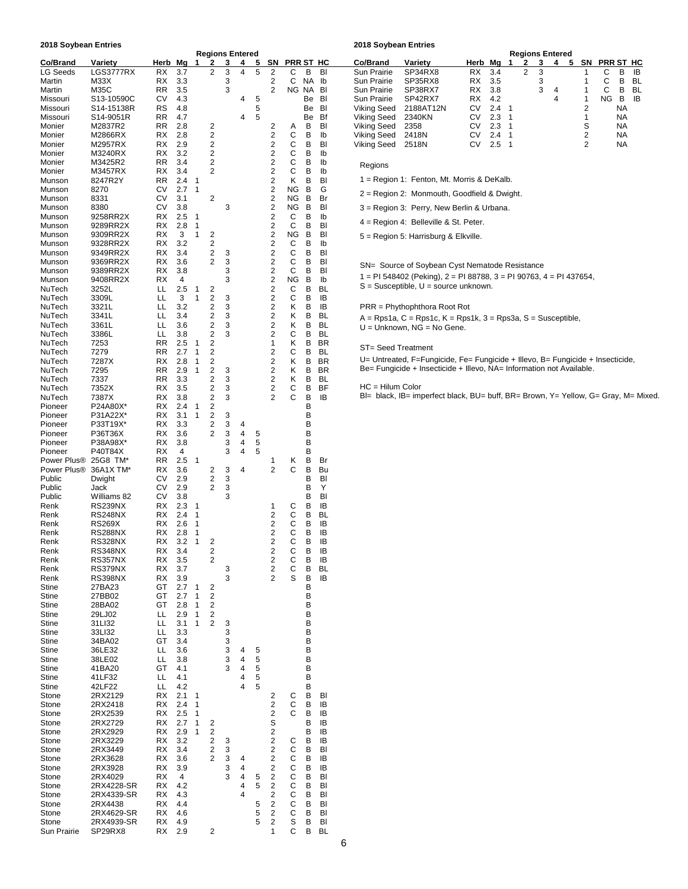## 2018 Soybean Entries

| Co/Brand | Variety | Herb | Mg | Regions Entered 1 | 2 | 3 | 4 | 5 | SN | PRR | ST | HC |
|---|---|---|---|---|---|---|---|---|---|---|---|---|
| LG Seeds | LGS3777RX | RX | 3.7 | | 2 | 3 | 4 | 5 | 2 | C | B | Bl |
| Martin | M33X | RX | 3.3 | | | 3 | | | 2 | C | NA | Ib |
| Martin | M35C | RR | 3.5 | | | 3 | | | 2 | NG | NA | Bl |
| Missouri | S13-10590C | CV | 4.3 | | | | 4 | 5 | | | Be | Bl |
| Missouri | S14-15138R | RS | 4.8 | | | | | 5 | | | Be | Bl |
| Missouri | S14-9051R | RR | 4.7 | | | | 4 | 5 | | | Be | Bf |
| Monier | M2837R2 | RR | 2.8 | | 2 | | | | 2 | A | B | Bl |
| Monier | M2866RX | RX | 2.8 | | 2 | | | | 2 | C | B | Ib |
| Monier | M2957RX | RX | 2.9 | | 2 | | | | 2 | C | B | Bl |
| Monier | M3240RX | RX | 3.2 | | 2 | | | | 2 | C | B | Ib |
| Monier | M3425R2 | RR | 3.4 | | 2 | | | | 2 | C | B | Ib |
| Monier | M3457RX | RX | 3.4 | | 2 | | | | 2 | C | B | Ib |
| Munson | 8247R2Y | RR | 2.4 | 1 | | | | | 2 | K | B | Bl |
| Munson | 8270 | CV | 2.7 | 1 | | | | | 2 | NG | B | G |
| Munson | 8331 | CV | 3.1 | | 2 | | | | 2 | NG | B | Br |
| Munson | 8380 | CV | 3.8 | | | 3 | | | 2 | NG | B | Bl |
| Munson | 9258RR2X | RX | 2.5 | 1 | | | | | 2 | C | B | Ib |
| Munson | 9289RR2X | RX | 2.8 | 1 | | | | | 2 | C | B | Bl |
| Munson | 9309RR2X | RX | 3 | 1 | 2 | | | | 2 | NG | B | Bl |
| Munson | 9328RR2X | RX | 3.2 | | 2 | | | | 2 | C | B | Ib |
| Munson | 9349RR2X | RX | 3.4 | | 2 | 3 | | | 2 | C | B | Bl |
| Munson | 9369RR2X | RX | 3.6 | | 2 | 3 | | | 2 | C | B | Bl |
| Munson | 9389RR2X | RX | 3.8 | | | 3 | | | 2 | C | B | Bl |
| Munson | 9408RR2X | RX | 4 | | | 3 | | | 2 | NG | B | Ib |
| NuTech | 3252L | LL | 2.5 | 1 | 2 | | | | 2 | C | B | BL |
| NuTech | 3309L | LL | 3 | 1 | 2 | 3 | | | 2 | C | B | IB |
| NuTech | 3321L | LL | 3.2 | | 2 | 3 | | | 2 | K | B | IB |
| NuTech | 3341L | LL | 3.4 | | 2 | 3 | | | 2 | K | B | BL |
| NuTech | 3361L | LL | 3.6 | | 2 | 3 | | | 2 | K | B | BL |
| NuTech | 3386L | LL | 3.8 | | 2 | 3 | | | 2 | C | B | BL |
| NuTech | 7253 | RR | 2.5 | 1 | 2 | | | | 1 | K | B | BR |
| NuTech | 7279 | RR | 2.7 | 1 | 2 | | | | 2 | C | B | BL |
| NuTech | 7287X | RX | 2.8 | 1 | 2 | | | | 2 | K | B | BR |
| NuTech | 7295 | RR | 2.9 | 1 | 2 | 3 | | | 2 | K | B | BR |
| NuTech | 7337 | RR | 3.3 | | 2 | 3 | | | 2 | K | B | BL |
| NuTech | 7352X | RX | 3.5 | | 2 | 3 | | | 2 | C | B | BF |
| NuTech | 7387X | RX | 3.8 | | 2 | 3 | | | 2 | C | B | IB |
| Pioneer | P24A80X* | RX | 2.4 | 1 | 2 | | | | | | B | |
| Pioneer | P31A22X* | RX | 3.1 | 1 | 2 | 3 | | | | | B | |
| Pioneer | P33T19X* | RX | 3.3 | | 2 | 3 | 4 | | | | B | |
| Pioneer | P36T36X | RX | 3.6 | | 2 | 3 | 4 | 5 | | | B | |
| Pioneer | P38A98X* | RX | 3.8 | | | 3 | 4 | 5 | | | B | |
| Pioneer | P40T84X | RX | 4 | | | 3 | 4 | 5 | | | B | |
| Power Plus® | 25G8 TM* | RR | 2.5 | 1 | | | | | 1 | K | B | Br |
| Power Plus® | 36A1X TM* | RX | 3.6 | | 2 | 3 | 4 | | 2 | C | B | Bu |
| Public | Dwight | CV | 2.9 | | 2 | 3 | | | | | B | Bl |
| Public | Jack | CV | 2.9 | | 2 | 3 | | | | | B | Y |
| Public | Williams 82 | CV | 3.8 | | | 3 | | | | | B | Bl |
| Renk | RS239NX | RX | 2.3 | 1 | | | | | 1 | C | B | IB |
| Renk | RS248NX | RX | 2.4 | 1 | | | | | 2 | C | B | BL |
| Renk | RS269X | RX | 2.6 | 1 | | | | | 2 | C | B | IB |
| Renk | RS288NX | RX | 2.8 | 1 | | | | | 2 | C | B | IB |
| Renk | RS328NX | RX | 3.2 | 1 | 2 | | | | 2 | C | B | IB |
| Renk | RS348NX | RX | 3.4 | | 2 | | | | 2 | C | B | IB |
| Renk | RS357NX | RX | 3.5 | | 2 | | | | 2 | C | B | IB |
| Renk | RS379NX | RX | 3.7 | | | 3 | | | 2 | C | B | BL |
| Renk | RS398NX | RX | 3.9 | | | 3 | | | 2 | S | B | IB |
| Stine | 27BA23 | GT | 2.7 | 1 | 2 | | | | | | B | |
| Stine | 27BB02 | GT | 2.7 | 1 | 2 | | | | | | B | |
| Stine | 28BA02 | GT | 2.8 | 1 | 2 | | | | | | B | |
| Stine | 29LJ02 | LL | 2.9 | 1 | 2 | | | | | | B | |
| Stine | 31LI32 | LL | 3.1 | 1 | 2 | 3 | | | | | B | |
| Stine | 33LI32 | LL | 3.3 | | | 3 | | | | | B | |
| Stine | 34BA02 | GT | 3.4 | | | 3 | | | | | B | |
| Stine | 36LE32 | LL | 3.6 | | | 3 | 4 | 5 | | | B | |
| Stine | 38LE02 | LL | 3.8 | | | 3 | 4 | 5 | | | B | |
| Stine | 41BA20 | GT | 4.1 | | | 3 | 4 | 5 | | | B | |
| Stine | 41LF32 | LL | 4.1 | | | | 4 | 5 | | | B | |
| Stine | 42LF22 | LL | 4.2 | | | | 4 | 5 | | | B | |
| Stone | 2RX2129 | RX | 2.1 | 1 | | | | | 2 | C | B | Bl |
| Stone | 2RX2418 | RX | 2.4 | 1 | | | | | 2 | C | B | IB |
| Stone | 2RX2539 | RX | 2.5 | 1 | | | | | 2 | C | B | IB |
| Stone | 2RX2729 | RX | 2.7 | 1 | 2 | | | | S | | B | IB |
| Stone | 2RX2929 | RX | 2.9 | 1 | 2 | | | | 2 | | B | IB |
| Stone | 2RX3229 | RX | 3.2 | | 2 | 3 | | | 2 | C | B | IB |
| Stone | 2RX3449 | RX | 3.4 | | 2 | 3 | | | 2 | C | B | Bl |
| Stone | 2RX3628 | RX | 3.6 | | 2 | 3 | 4 | | 2 | C | B | IB |
| Stone | 2RX3928 | RX | 3.9 | | | 3 | 4 | | 2 | C | B | IB |
| Stone | 2RX4029 | RX | 4 | | | 3 | 4 | 5 | 2 | C | B | Bl |
| Stone | 2RX4228-SR | RX | 4.2 | | | | 4 | 5 | 2 | C | B | Bl |
| Stone | 2RX4339-SR | RX | 4.3 | | | | 4 | | 2 | C | B | Bl |
| Stone | 2RX4438 | RX | 4.4 | | | | | 5 | 2 | C | B | Bl |
| Stone | 2RX4629-SR | RX | 4.6 | | | | | 5 | 2 | C | B | Bl |
| Stone | 2RX4939-SR | RX | 4.9 | | | | | 5 | 2 | S | B | Bl |
| Sun Prairie | SP29RX8 | RX | 2.9 | | 2 | | | | 1 | C | B | BL |
| Sun Prairie | SP34RX8 | RX | 3.4 | | 2 | 3 | | | 1 | C | B | IB |
| Sun Prairie | SP35RX8 | RX | 3.5 | | | 3 | | | 1 | C | B | BL |
| Sun Prairie | SP38RX7 | RX | 3.8 | | | 3 | 4 | | 1 | C | B | BL |
| Sun Prairie | SP42RX7 | RX | 4.2 | | | | 4 | | 1 | NG | B | IB |
| Viking Seed | 2188AT12N | CV | 2.4 | 1 | | | | | 2 | | NA | |
| Viking Seed | 2340KN | CV | 2.3 | 1 | | | | | 1 | | NA | |
| Viking Seed | 2358 | CV | 2.3 | 1 | | | | | S | | NA | |
| Viking Seed | 2418N | CV | 2.4 | 1 | | | | | 2 | | NA | |
| Viking Seed | 2518N | CV | 2.5 | 1 | | | | | 2 | | NA | |

Regions

1 = Region 1: Fenton, Mt. Morris & DeKalb.

2 = Region 2: Monmouth, Goodfield & Dwight.

3 = Region 3: Perry, New Berlin & Urbana.

4 = Region 4: Belleville & St. Peter.

5 = Region 5: Harrisburg & Elkville.

SN= Source of Soybean Cyst Nematode Resistance
1 = PI 548402 (Peking), 2 = PI 88788, 3 = PI 90763, 4 = PI 437654,
S = Susceptible, U = source unknown.

PRR = Phythophthora Root Rot
A = Rps1a, C = Rps1c, K = Rps1k, 3 = Rps3a, S = Susceptible,
U = Unknown, NG = No Gene.

ST= Seed Treatment
U= Untreated, F=Fungicide, Fe= Fungicide + Illevo, B= Fungicide + Insecticide,
Be= Fungicide + Insecticide + Illevo, NA= Information not Available.

HC = Hilum Color
Bl= black, IB= imperfect black, BU= buff, BR= Brown, Y= Yellow, G= Gray, M= Mixed.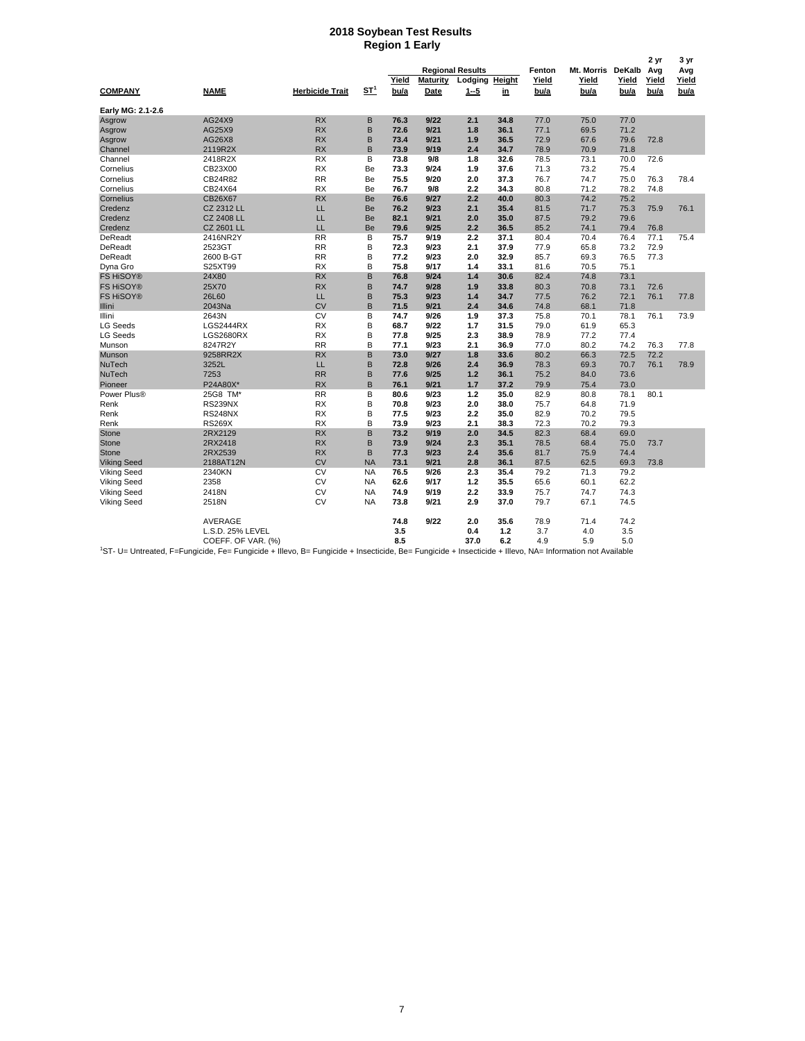# 2018 Soybean Test Results
## Region 1 Early

| COMPANY | NAME | Herbicide Trait | ST[1] | Regional Results Yield bu/a | Regional Results Maturity Date | Regional Results Lodging 1--5 | Regional Results Height in | Fenton Yield bu/a | Mt. Morris Yield bu/a | DeKalb Yield bu/a | 2 yr Avg Yield bu/a | 3 yr Avg Yield bu/a |
|---|---|---|---|---|---|---|---|---|---|---|---|---|
| **Early MG: 2.1-2.6** | | | | | | | | | | | | |
| Asgrow | AG24X9 | RX | B | **76.3** | **9/22** | **2.1** | **34.8** | 77.0 | 75.0 | 77.0 | | |
| Asgrow | AG25X9 | RX | B | **72.6** | **9/21** | **1.8** | **36.1** | 77.1 | 69.5 | 71.2 | | |
| Asgrow | AG26X8 | RX | B | **73.4** | **9/21** | **1.9** | **36.5** | 72.9 | 67.6 | 79.6 | 72.8 | |
| Channel | 2119R2X | RX | B | **73.9** | **9/19** | **2.4** | **34.7** | 78.9 | 70.9 | 71.8 | | |
| Channel | 2418R2X | RX | B | **73.8** | **9/8** | **1.8** | **32.6** | 78.5 | 73.1 | 70.0 | 72.6 | |
| Cornelius | CB23X00 | RX | Be | **73.3** | **9/24** | **1.9** | **37.6** | 71.3 | 73.2 | 75.4 | | |
| Cornelius | CB24R82 | RR | Be | **75.5** | **9/20** | **2.0** | **37.3** | 76.7 | 74.7 | 75.0 | 76.3 | 78.4 |
| Cornelius | CB24X64 | RX | Be | **76.7** | **9/8** | **2.2** | **34.3** | 80.8 | 71.2 | 78.2 | 74.8 | |
| Cornelius | CB26X67 | RX | Be | **76.6** | **9/27** | **2.2** | **40.0** | 80.3 | 74.2 | 75.2 | | |
| Credenz | CZ 2312 LL | LL | Be | **76.2** | **9/23** | **2.1** | **35.4** | 81.5 | 71.7 | 75.3 | 75.9 | 76.1 |
| Credenz | CZ 2408 LL | LL | Be | **82.1** | **9/21** | **2.0** | **35.0** | 87.5 | 79.2 | 79.6 | | |
| Credenz | CZ 2601 LL | LL | Be | **79.6** | **9/25** | **2.2** | **36.5** | 85.2 | 74.1 | 79.4 | 76.8 | |
| DeReadt | 2416NR2Y | RR | B | **75.7** | **9/19** | **2.2** | **37.1** | 80.4 | 70.4 | 76.4 | 77.1 | 75.4 |
| DeReadt | 2523GT | RR | B | **72.3** | **9/23** | **2.1** | **37.9** | 77.9 | 65.8 | 73.2 | 72.9 | |
| DeReadt | 2600 B-GT | RR | B | **77.2** | **9/23** | **2.0** | **32.9** | 85.7 | 69.3 | 76.5 | 77.3 | |
| Dyna Gro | S25XT99 | RX | B | **75.8** | **9/17** | **1.4** | **33.1** | 81.6 | 70.5 | 75.1 | | |
| FS HiSOY® | 24X80 | RX | B | **76.8** | **9/24** | **1.4** | **30.6** | 82.4 | 74.8 | 73.1 | | |
| FS HiSOY® | 25X70 | RX | B | **74.7** | **9/28** | **1.9** | **33.8** | 80.3 | 70.8 | 73.1 | 72.6 | |
| FS HiSOY® | 26L60 | LL | B | **75.3** | **9/23** | **1.4** | **34.7** | 77.5 | 76.2 | 72.1 | 76.1 | 77.8 |
| Illini | 2043Na | CV | B | **71.5** | **9/21** | **2.4** | **34.6** | 74.8 | 68.1 | 71.8 | | |
| Illini | 2643N | CV | B | **74.7** | **9/26** | **1.9** | **37.3** | 75.8 | 70.1 | 78.1 | 76.1 | 73.9 |
| LG Seeds | LGS2444RX | RX | B | **68.7** | **9/22** | **1.7** | **31.5** | 79.0 | 61.9 | 65.3 | | |
| LG Seeds | LGS2680RX | RX | B | **77.8** | **9/25** | **2.3** | **38.9** | 78.9 | 77.2 | 77.4 | | |
| Munson | 8247R2Y | RR | B | **77.1** | **9/23** | **2.1** | **36.9** | 77.0 | 80.2 | 74.2 | 76.3 | 77.8 |
| Munson | 9258RR2X | RX | B | **73.0** | **9/27** | **1.8** | **33.6** | 80.2 | 66.3 | 72.5 | 72.2 | |
| NuTech | 3252L | LL | B | **72.8** | **9/26** | **2.4** | **36.9** | 78.3 | 69.3 | 70.7 | 76.1 | 78.9 |
| NuTech | 7253 | RR | B | **77.6** | **9/25** | **1.2** | **36.1** | 75.2 | 84.0 | 73.6 | | |
| Pioneer | P24A80X* | RX | B | **76.1** | **9/21** | **1.7** | **37.2** | 79.9 | 75.4 | 73.0 | | |
| Power Plus® | 25G8 TM* | RR | B | **80.6** | **9/23** | **1.2** | **35.0** | 82.9 | 80.8 | 78.1 | 80.1 | |
| Renk | RS239NX | RX | B | **70.8** | **9/23** | **2.0** | **38.0** | 75.7 | 64.8 | 71.9 | | |
| Renk | RS248NX | RX | B | **77.5** | **9/23** | **2.2** | **35.0** | 82.9 | 70.2 | 79.5 | | |
| Renk | RS269X | RX | B | **73.9** | **9/23** | **2.1** | **38.3** | 72.3 | 70.2 | 79.3 | | |
| Stone | 2RX2129 | RX | B | **73.2** | **9/19** | **2.0** | **34.5** | 82.3 | 68.4 | 69.0 | | |
| Stone | 2RX2418 | RX | B | **73.9** | **9/24** | **2.3** | **35.1** | 78.5 | 68.4 | 75.0 | 73.7 | |
| Stone | 2RX2539 | RX | B | **77.3** | **9/23** | **2.4** | **35.6** | 81.7 | 75.9 | 74.4 | | |
| Viking Seed | 2188AT12N | CV | NA | **73.1** | **9/21** | **2.8** | **36.1** | 87.5 | 62.5 | 69.3 | 73.8 | |
| Viking Seed | 2340KN | CV | NA | **76.5** | **9/26** | **2.3** | **35.4** | 79.2 | 71.3 | 79.2 | | |
| Viking Seed | 2358 | CV | NA | **62.6** | **9/17** | **1.2** | **35.5** | 65.6 | 60.1 | 62.2 | | |
| Viking Seed | 2418N | CV | NA | **74.9** | **9/19** | **2.2** | **33.9** | 75.7 | 74.7 | 74.3 | | |
| Viking Seed | 2518N | CV | NA | **73.8** | **9/21** | **2.9** | **37.0** | 79.7 | 67.1 | 74.5 | | |
| | AVERAGE | | | **74.8** | **9/22** | **2.0** | **35.6** | 78.9 | 71.4 | 74.2 | | |
| | L.S.D. 25% LEVEL | | | **3.5** | | **0.4** | **1.2** | 3.7 | 4.0 | 3.5 | | |
| | COEFF. OF VAR. (%) | | | **8.5** | | **37.0** | **6.2** | 4.9 | 5.9 | 5.0 | | |

[1]ST- U= Untreated, F=Fungicide, Fe= Fungicide + Illevo, B= Fungicide + Insecticide, Be= Fungicide + Insecticide + Illevo, NA= Information not Available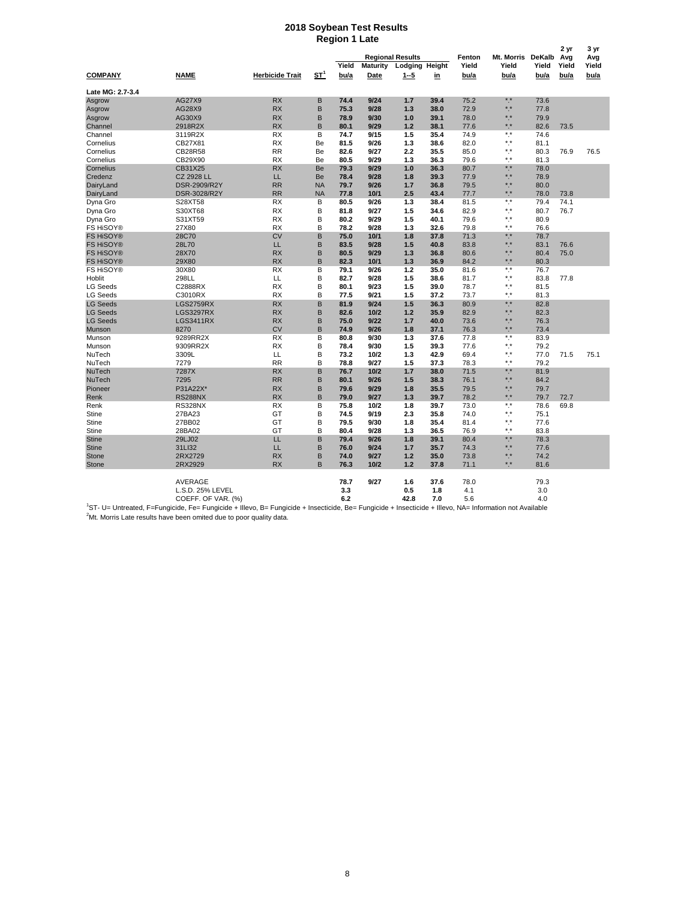# 2018 Soybean Test Results
## Region 1 Late

| COMPANY | NAME | Herbicide Trait | ST[1] | Regional Results Yield bu/a | Maturity Date | Lodging 1--5 | Height in | Fenton Yield bu/a | Mt. Morris Yield bu/a | DeKalb Yield bu/a | 2 yr Avg Yield bu/a | 3 yr Avg Yield bu/a |
|---|---|---|---|---|---|---|---|---|---|---|---|---|
| **Late MG: 2.7-3.4** | | | | | | | | | | | | |
| Asgrow | AG27X9 | RX | B | 74.4 | 9/24 | 1.7 | 39.4 | 75.2 | *.* | 73.6 | | |
| Asgrow | AG28X9 | RX | B | 75.3 | 9/28 | 1.3 | 38.0 | 72.9 | *.* | 77.8 | | |
| Asgrow | AG30X9 | RX | B | 78.9 | 9/30 | 1.0 | 39.1 | 78.0 | *.* | 79.9 | | |
| Channel | 2918R2X | RX | B | 80.1 | 9/29 | 1.2 | 38.1 | 77.6 | *.* | 82.6 | 73.5 | |
| Channel | 3119R2X | RX | B | 74.7 | 9/15 | 1.5 | 35.4 | 74.9 | *.* | 74.6 | | |
| Cornelius | CB27X81 | RX | Be | 81.5 | 9/26 | 1.3 | 38.6 | 82.0 | *.* | 81.1 | | |
| Cornelius | CB28R58 | RR | Be | 82.6 | 9/27 | 2.2 | 35.5 | 85.0 | *.* | 80.3 | 76.9 | 76.5 |
| Cornelius | CB29X90 | RX | Be | 80.5 | 9/29 | 1.3 | 36.3 | 79.6 | *.* | 81.3 | | |
| Cornelius | CB31X25 | RX | Be | 79.3 | 9/29 | 1.0 | 36.3 | 80.7 | *.* | 78.0 | | |
| Credenz | CZ 2928 LL | LL | Be | 78.4 | 9/28 | 1.8 | 39.3 | 77.9 | *.* | 78.9 | | |
| DairyLand | DSR-2909/R2Y | RR | NA | 79.7 | 9/26 | 1.7 | 36.8 | 79.5 | *.* | 80.0 | | |
| DairyLand | DSR-3028/R2Y | RR | NA | 77.8 | 10/1 | 2.5 | 43.4 | 77.7 | *.* | 78.0 | 73.8 | |
| Dyna Gro | S28XT58 | RX | B | 80.5 | 9/26 | 1.3 | 38.4 | 81.5 | *.* | 79.4 | 74.1 | |
| Dyna Gro | S30XT68 | RX | B | 81.8 | 9/27 | 1.5 | 34.6 | 82.9 | *.* | 80.7 | 76.7 | |
| Dyna Gro | S31XT59 | RX | B | 80.2 | 9/29 | 1.5 | 40.1 | 79.6 | *.* | 80.9 | | |
| FS HiSOY® | 27X80 | RX | B | 78.2 | 9/28 | 1.3 | 32.6 | 79.8 | *.* | 76.6 | | |
| FS HiSOY® | 28C70 | CV | B | 75.0 | 10/1 | 1.8 | 37.8 | 71.3 | *.* | 78.7 | | |
| FS HiSOY® | 28L70 | LL | B | 83.5 | 9/28 | 1.5 | 40.8 | 83.8 | *.* | 83.1 | 76.6 | |
| FS HiSOY® | 28X70 | RX | B | 80.5 | 9/29 | 1.3 | 36.8 | 80.6 | *.* | 80.4 | 75.0 | |
| FS HiSOY® | 29X80 | RX | B | 82.3 | 10/1 | 1.3 | 36.9 | 84.2 | *.* | 80.3 | | |
| FS HiSOY® | 30X80 | RX | B | 79.1 | 9/26 | 1.2 | 35.0 | 81.6 | *.* | 76.7 | | |
| Hoblit | 298LL | LL | B | 82.7 | 9/28 | 1.5 | 38.6 | 81.7 | *.* | 83.8 | 77.8 | |
| LG Seeds | C2888RX | RX | B | 80.1 | 9/23 | 1.5 | 39.0 | 78.7 | *.* | 81.5 | | |
| LG Seeds | C3010RX | RX | B | 77.5 | 9/21 | 1.5 | 37.2 | 73.7 | *.* | 81.3 | | |
| LG Seeds | LGS2759RX | RX | B | 81.9 | 9/24 | 1.5 | 36.3 | 80.9 | *.* | 82.8 | | |
| LG Seeds | LGS3297RX | RX | B | 82.6 | 10/2 | 1.2 | 35.9 | 82.9 | *.* | 82.3 | | |
| LG Seeds | LGS3411RX | RX | B | 75.0 | 9/22 | 1.7 | 40.0 | 73.6 | *.* | 76.3 | | |
| Munson | 8270 | CV | B | 74.9 | 9/26 | 1.8 | 37.1 | 76.3 | *.* | 73.4 | | |
| Munson | 9289RR2X | RX | B | 80.8 | 9/30 | 1.3 | 37.6 | 77.8 | *.* | 83.9 | | |
| Munson | 9309RR2X | RX | B | 78.4 | 9/30 | 1.5 | 39.3 | 77.6 | *.* | 79.2 | | |
| NuTech | 3309L | LL | B | 73.2 | 10/2 | 1.3 | 42.9 | 69.4 | *.* | 77.0 | 71.5 | 75.1 |
| NuTech | 7279 | RR | B | 78.8 | 9/27 | 1.5 | 37.3 | 78.3 | *.* | 79.2 | | |
| NuTech | 7287X | RX | B | 76.7 | 10/2 | 1.7 | 38.0 | 71.5 | *.* | 81.9 | | |
| NuTech | 7295 | RR | B | 80.1 | 9/26 | 1.5 | 38.3 | 76.1 | *.* | 84.2 | | |
| Pioneer | P31A22X* | RX | B | 79.6 | 9/29 | 1.8 | 35.5 | 79.5 | *.* | 79.7 | | |
| Renk | RS288NX | RX | B | 79.0 | 9/27 | 1.3 | 39.7 | 78.2 | *.* | 79.7 | 72.7 | |
| Renk | RS328NX | RX | B | 75.8 | 10/2 | 1.8 | 39.7 | 73.0 | *.* | 78.6 | 69.8 | |
| Stine | 27BA23 | GT | B | 74.5 | 9/19 | 2.3 | 35.8 | 74.0 | *.* | 75.1 | | |
| Stine | 27BB02 | GT | B | 79.5 | 9/30 | 1.8 | 35.4 | 81.4 | *.* | 77.6 | | |
| Stine | 28BA02 | GT | B | 80.4 | 9/28 | 1.3 | 36.5 | 76.9 | *.* | 83.8 | | |
| Stine | 29LJ02 | LL | B | 79.4 | 9/26 | 1.8 | 39.1 | 80.4 | *.* | 78.3 | | |
| Stine | 31LI32 | LL | B | 76.0 | 9/24 | 1.7 | 35.7 | 74.3 | *.* | 77.6 | | |
| Stone | 2RX2729 | RX | B | 74.0 | 9/27 | 1.2 | 35.0 | 73.8 | *.* | 74.2 | | |
| Stone | 2RX2929 | RX | B | 76.3 | 10/2 | 1.2 | 37.8 | 71.1 | *.* | 81.6 | | |
| | AVERAGE | | | 78.7 | 9/27 | 1.6 | 37.6 | 78.0 | | 79.3 | | |
| | L.S.D. 25% LEVEL | | | 3.3 | | 0.5 | 1.8 | 4.1 | | 3.0 | | |
| | COEFF. OF VAR. (%) | | | 6.2 | | 42.8 | 7.0 | 5.6 | | 4.0 | | |

[1]ST- U= Untreated, F=Fungicide, Fe= Fungicide + Illevo, B= Fungicide + Insecticide, Be= Fungicide + Insecticide + Illevo, NA= Information not Available

[2]Mt. Morris Late results have been omited due to poor quality data.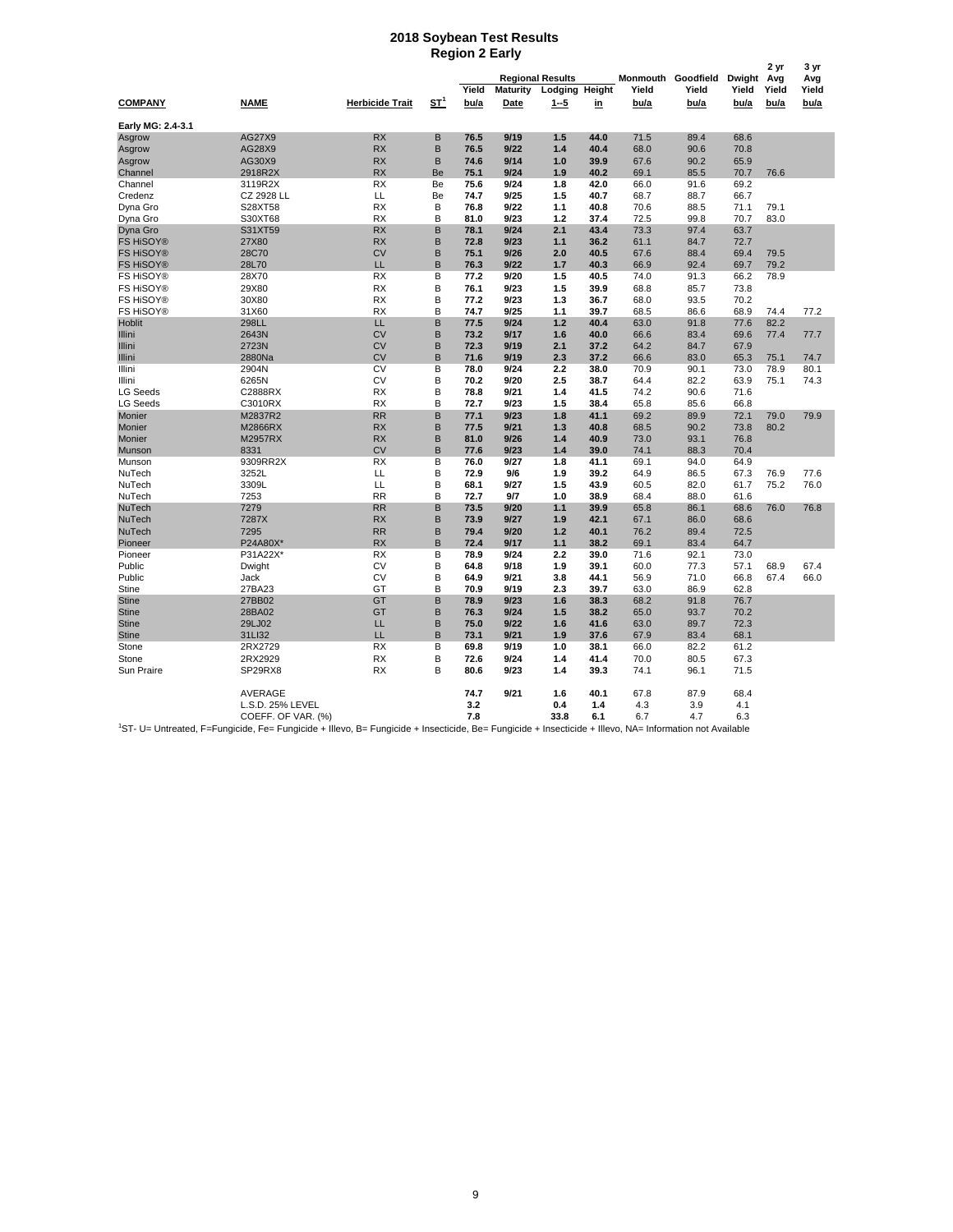# 2018 Soybean Test Results
## Region 2 Early

| COMPANY | NAME | Herbicide Trait | ST[1] | Regional Results Yield bu/a | Maturity Date | Lodging 1--5 | Height in | Monmouth Yield bu/a | Goodfield Yield bu/a | Dwight Yield bu/a | 2 yr Avg Yield bu/a | 3 yr Avg Yield bu/a |
|---|---|---|---|---|---|---|---|---|---|---|---|---|
| **Early MG: 2.4-3.1** | | | | | | | | | | | | |
| Asgrow | AG27X9 | RX | B | 76.5 | 9/19 | 1.5 | 44.0 | 71.5 | 89.4 | 68.6 | | |
| Asgrow | AG28X9 | RX | B | 76.5 | 9/22 | 1.4 | 40.4 | 68.0 | 90.6 | 70.8 | | |
| Asgrow | AG30X9 | RX | B | 74.6 | 9/14 | 1.0 | 39.9 | 67.6 | 90.2 | 65.9 | | |
| Channel | 2918R2X | RX | Be | 75.1 | 9/24 | 1.9 | 40.2 | 69.1 | 85.5 | 70.7 | 76.6 | |
| Channel | 3119R2X | RX | Be | 75.6 | 9/24 | 1.8 | 42.0 | 66.0 | 91.6 | 69.2 | | |
| Credenz | CZ 2928 LL | LL | Be | 74.7 | 9/25 | 1.5 | 40.7 | 68.7 | 88.7 | 66.7 | | |
| Dyna Gro | S28XT58 | RX | B | 76.8 | 9/22 | 1.1 | 40.8 | 70.6 | 88.5 | 71.1 | 79.1 | |
| Dyna Gro | S30XT68 | RX | B | 81.0 | 9/23 | 1.2 | 37.4 | 72.5 | 99.8 | 70.7 | 83.0 | |
| Dyna Gro | S31XT59 | RX | B | 78.1 | 9/24 | 2.1 | 43.4 | 73.3 | 97.4 | 63.7 | | |
| FS HiSOY® | 27X80 | RX | B | 72.8 | 9/23 | 1.1 | 36.2 | 61.1 | 84.7 | 72.7 | | |
| FS HiSOY® | 28C70 | CV | B | 75.1 | 9/26 | 2.0 | 40.5 | 67.6 | 88.4 | 69.4 | 79.5 | |
| FS HiSOY® | 28L70 | LL | B | 76.3 | 9/22 | 1.7 | 40.3 | 66.9 | 92.4 | 69.7 | 79.2 | |
| FS HiSOY® | 28X70 | RX | B | 77.2 | 9/20 | 1.5 | 40.5 | 74.0 | 91.3 | 66.2 | 78.9 | |
| FS HiSOY® | 29X80 | RX | B | 76.1 | 9/23 | 1.5 | 39.9 | 68.8 | 85.7 | 73.8 | | |
| FS HiSOY® | 30X80 | RX | B | 77.2 | 9/23 | 1.3 | 36.7 | 68.0 | 93.5 | 70.2 | | |
| FS HiSOY® | 31X60 | RX | B | 74.7 | 9/25 | 1.1 | 39.7 | 68.5 | 86.6 | 68.9 | 74.4 | 77.2 |
| Hoblit | 298LL | LL | B | 77.5 | 9/24 | 1.2 | 40.4 | 63.0 | 91.8 | 77.6 | 82.2 | |
| Illini | 2643N | CV | B | 73.2 | 9/17 | 1.6 | 40.0 | 66.6 | 83.4 | 69.6 | 77.4 | 77.7 |
| Illini | 2723N | CV | B | 72.3 | 9/19 | 2.1 | 37.2 | 64.2 | 84.7 | 67.9 | | |
| Illini | 2880Na | CV | B | 71.6 | 9/19 | 2.3 | 37.2 | 66.6 | 83.0 | 65.3 | 75.1 | 74.7 |
| Illini | 2904N | CV | B | 78.0 | 9/24 | 2.2 | 38.0 | 70.9 | 90.1 | 73.0 | 78.9 | 80.1 |
| Illini | 6265N | CV | B | 70.2 | 9/20 | 2.5 | 38.7 | 64.4 | 82.2 | 63.9 | 75.1 | 74.3 |
| LG Seeds | C2888RX | RX | B | 78.8 | 9/21 | 1.4 | 41.5 | 74.2 | 90.6 | 71.6 | | |
| LG Seeds | C3010RX | RX | B | 72.7 | 9/23 | 1.5 | 38.4 | 65.8 | 85.6 | 66.8 | | |
| Monier | M2837R2 | RR | B | 77.1 | 9/23 | 1.8 | 41.1 | 69.2 | 89.9 | 72.1 | 79.0 | 79.9 |
| Monier | M2866RX | RX | B | 77.5 | 9/21 | 1.3 | 40.8 | 68.5 | 90.2 | 73.8 | 80.2 | |
| Monier | M2957RX | RX | B | 81.0 | 9/26 | 1.4 | 40.9 | 73.0 | 93.1 | 76.8 | | |
| Munson | 8331 | CV | B | 77.6 | 9/23 | 1.4 | 39.0 | 74.1 | 88.3 | 70.4 | | |
| Munson | 9309RR2X | RX | B | 76.0 | 9/27 | 1.8 | 41.1 | 69.1 | 94.0 | 64.9 | | |
| NuTech | 3252L | LL | B | 72.9 | 9/6 | 1.9 | 39.2 | 64.9 | 86.5 | 67.3 | 76.9 | 77.6 |
| NuTech | 3309L | LL | B | 68.1 | 9/27 | 1.5 | 43.9 | 60.5 | 82.0 | 61.7 | 75.2 | 76.0 |
| NuTech | 7253 | RR | B | 72.7 | 9/7 | 1.0 | 38.9 | 68.4 | 88.0 | 61.6 | | |
| NuTech | 7279 | RR | B | 73.5 | 9/20 | 1.1 | 39.9 | 65.8 | 86.1 | 68.6 | 76.0 | 76.8 |
| NuTech | 7287X | RX | B | 73.9 | 9/27 | 1.9 | 42.1 | 67.1 | 86.0 | 68.6 | | |
| NuTech | 7295 | RR | B | 79.4 | 9/20 | 1.2 | 40.1 | 76.2 | 89.4 | 72.5 | | |
| Pioneer | P24A80X* | RX | B | 72.4 | 9/17 | 1.1 | 38.2 | 69.1 | 83.4 | 64.7 | | |
| Pioneer | P31A22X* | RX | B | 78.9 | 9/24 | 2.2 | 39.0 | 71.6 | 92.1 | 73.0 | | |
| Public | Dwight | CV | B | 64.8 | 9/18 | 1.9 | 39.1 | 60.0 | 77.3 | 57.1 | 68.9 | 67.4 |
| Public | Jack | CV | B | 64.9 | 9/21 | 3.8 | 44.1 | 56.9 | 71.0 | 66.8 | 67.4 | 66.0 |
| Stine | 27BA23 | GT | B | 70.9 | 9/19 | 2.3 | 39.7 | 63.0 | 86.9 | 62.8 | | |
| Stine | 27BB02 | GT | B | 78.9 | 9/23 | 1.6 | 38.3 | 68.2 | 91.8 | 76.7 | | |
| Stine | 28BA02 | GT | B | 76.3 | 9/24 | 1.5 | 38.2 | 65.0 | 93.7 | 70.2 | | |
| Stine | 29LJ02 | LL | B | 75.0 | 9/22 | 1.6 | 41.6 | 63.0 | 89.7 | 72.3 | | |
| Stine | 31LI32 | LL | B | 73.1 | 9/21 | 1.9 | 37.6 | 67.9 | 83.4 | 68.1 | | |
| Stone | 2RX2729 | RX | B | 69.8 | 9/19 | 1.0 | 38.1 | 66.0 | 82.2 | 61.2 | | |
| Stone | 2RX2929 | RX | B | 72.6 | 9/24 | 1.4 | 41.4 | 70.0 | 80.5 | 67.3 | | |
| Sun Praire | SP29RX8 | RX | B | 80.6 | 9/23 | 1.4 | 39.3 | 74.1 | 96.1 | 71.5 | | |
| | AVERAGE | | | 74.7 | 9/21 | 1.6 | 40.1 | 67.8 | 87.9 | 68.4 | | |
| | L.S.D. 25% LEVEL | | | 3.2 | | 0.4 | 1.4 | 4.3 | 3.9 | 4.1 | | |
| | COEFF. OF VAR. (%) | | | 7.8 | | 33.8 | 6.1 | 6.7 | 4.7 | 6.3 | | |

[1]ST- U= Untreated, F=Fungicide, Fe= Fungicide + Illevo, B= Fungicide + Insecticide, Be= Fungicide + Insecticide + Illevo, NA= Information not Available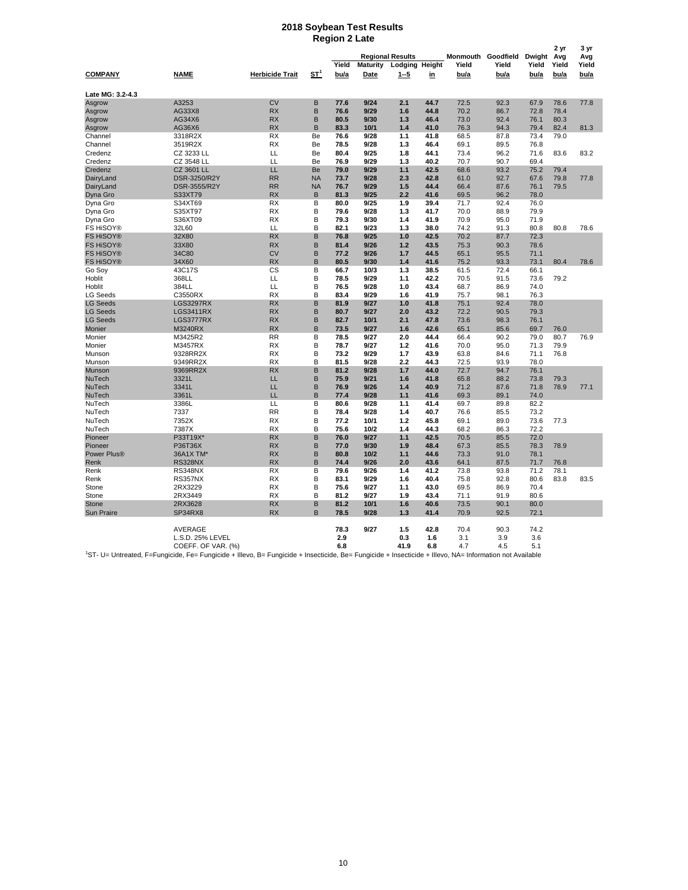# 2018 Soybean Test Results
## Region 2 Late

| COMPANY | NAME | Herbicide Trait | ST[1] | Regional Results Yield bu/a | Regional Results Maturity Date | Regional Results Lodging 1--5 | Regional Results Height in | Monmouth Yield bu/a | Goodfield Yield bu/a | Dwight Yield bu/a | 2 yr Avg Yield bu/a | 3 yr Avg Yield bu/a |
|---|---|---|---|---|---|---|---|---|---|---|---|---|
| Late MG: 3.2-4.3 | | | | | | | | | | | | |
| Asgrow | A3253 | CV | B | 77.6 | 9/24 | 2.1 | 44.7 | 72.5 | 92.3 | 67.9 | 78.6 | 77.8 |
| Asgrow | AG33X8 | RX | B | 76.6 | 9/29 | 1.6 | 44.8 | 70.2 | 86.7 | 72.8 | 78.4 | |
| Asgrow | AG34X6 | RX | B | 80.5 | 9/30 | 1.3 | 46.4 | 73.0 | 92.4 | 76.1 | 80.3 | |
| Asgrow | AG36X6 | RX | B | 83.3 | 10/1 | 1.4 | 41.0 | 76.3 | 94.3 | 79.4 | 82.4 | 81.3 |
| Channel | 3318R2X | RX | Be | 76.6 | 9/28 | 1.1 | 41.8 | 68.5 | 87.8 | 73.4 | 79.0 | |
| Channel | 3519R2X | RX | Be | 78.5 | 9/28 | 1.3 | 46.4 | 69.1 | 89.5 | 76.8 | | |
| Credenz | CZ 3233 LL | LL | Be | 80.4 | 9/25 | 1.8 | 44.1 | 73.4 | 96.2 | 71.6 | 83.6 | 83.2 |
| Credenz | CZ 3548 LL | LL | Be | 76.9 | 9/29 | 1.3 | 40.2 | 70.7 | 90.7 | 69.4 | | |
| Credenz | CZ 3601 LL | LL | Be | 79.0 | 9/29 | 1.1 | 42.5 | 68.6 | 93.2 | 75.2 | 79.4 | |
| DairyLand | DSR-3250/R2Y | RR | NA | 73.7 | 9/28 | 2.3 | 42.8 | 61.0 | 92.7 | 67.6 | 79.8 | 77.8 |
| DairyLand | DSR-3555/R2Y | RR | NA | 76.7 | 9/29 | 1.5 | 44.4 | 66.4 | 87.6 | 76.1 | 79.5 | |
| Dyna Gro | S33XT79 | RX | B | 81.3 | 9/25 | 2.2 | 41.6 | 69.5 | 96.2 | 78.0 | | |
| Dyna Gro | S34XT69 | RX | B | 80.0 | 9/25 | 1.9 | 39.4 | 71.7 | 92.4 | 76.0 | | |
| Dyna Gro | S35XT97 | RX | B | 79.6 | 9/28 | 1.3 | 41.7 | 70.0 | 88.9 | 79.9 | | |
| Dyna Gro | S36XT09 | RX | B | 79.3 | 9/30 | 1.4 | 41.9 | 70.9 | 95.0 | 71.9 | | |
| FS HiSOY® | 32L60 | LL | B | 82.1 | 9/23 | 1.3 | 38.0 | 74.2 | 91.3 | 80.8 | 80.8 | 78.6 |
| FS HiSOY® | 32X80 | RX | B | 76.8 | 9/25 | 1.0 | 42.5 | 70.2 | 87.7 | 72.3 | | |
| FS HiSOY® | 33X80 | RX | B | 81.4 | 9/26 | 1.2 | 43.5 | 75.3 | 90.3 | 78.6 | | |
| FS HiSOY® | 34C80 | CV | B | 77.2 | 9/26 | 1.7 | 44.5 | 65.1 | 95.5 | 71.1 | | |
| FS HiSOY® | 34X60 | RX | B | 80.5 | 9/30 | 1.4 | 41.6 | 75.2 | 93.3 | 73.1 | 80.4 | 78.6 |
| Go Soy | 43C17S | CS | B | 66.7 | 10/3 | 1.3 | 38.5 | 61.5 | 72.4 | 66.1 | | |
| Hoblit | 368LL | LL | B | 78.5 | 9/29 | 1.1 | 42.2 | 70.5 | 91.5 | 73.6 | 79.2 | |
| Hoblit | 384LL | LL | B | 76.5 | 9/28 | 1.0 | 43.4 | 68.7 | 86.9 | 74.0 | | |
| LG Seeds | C3550RX | RX | B | 83.4 | 9/29 | 1.6 | 41.9 | 75.7 | 98.1 | 76.3 | | |
| LG Seeds | LGS3297RX | RX | B | 81.9 | 9/27 | 1.0 | 41.8 | 75.1 | 92.4 | 78.0 | | |
| LG Seeds | LGS3411RX | RX | B | 80.7 | 9/27 | 2.0 | 43.2 | 72.2 | 90.5 | 79.3 | | |
| LG Seeds | LGS3777RX | RX | B | 82.7 | 10/1 | 2.1 | 47.8 | 73.6 | 98.3 | 76.1 | | |
| Monier | M3240RX | RX | B | 73.5 | 9/27 | 1.6 | 42.6 | 65.1 | 85.6 | 69.7 | 76.0 | |
| Monier | M3425R2 | RR | B | 78.5 | 9/27 | 2.0 | 44.4 | 66.4 | 90.2 | 79.0 | 80.7 | 76.9 |
| Monier | M3457RX | RX | B | 78.7 | 9/27 | 1.2 | 41.6 | 70.0 | 95.0 | 71.3 | 79.9 | |
| Munson | 9328RR2X | RX | B | 73.2 | 9/29 | 1.7 | 43.9 | 63.8 | 84.6 | 71.1 | 76.8 | |
| Munson | 9349RR2X | RX | B | 81.5 | 9/28 | 2.2 | 44.3 | 72.5 | 93.9 | 78.0 | | |
| Munson | 9369RR2X | RX | B | 81.2 | 9/28 | 1.7 | 44.0 | 72.7 | 94.7 | 76.1 | | |
| NuTech | 3321L | LL | B | 75.9 | 9/21 | 1.6 | 41.8 | 65.8 | 88.2 | 73.8 | 79.3 | |
| NuTech | 3341L | LL | B | 76.9 | 9/26 | 1.4 | 40.9 | 71.2 | 87.6 | 71.8 | 78.9 | 77.1 |
| NuTech | 3361L | LL | B | 77.4 | 9/28 | 1.1 | 41.6 | 69.3 | 89.1 | 74.0 | | |
| NuTech | 3386L | LL | B | 80.6 | 9/28 | 1.1 | 41.4 | 69.7 | 89.8 | 82.2 | | |
| NuTech | 7337 | RR | B | 78.4 | 9/28 | 1.4 | 40.7 | 76.6 | 85.5 | 73.2 | | |
| NuTech | 7352X | RX | B | 77.2 | 10/1 | 1.2 | 45.8 | 69.1 | 89.0 | 73.6 | 77.3 | |
| NuTech | 7387X | RX | B | 75.6 | 10/2 | 1.4 | 44.3 | 68.2 | 86.3 | 72.2 | | |
| Pioneer | P33T19X* | RX | B | 76.0 | 9/27 | 1.1 | 42.5 | 70.5 | 85.5 | 72.0 | | |
| Pioneer | P36T36X | RX | B | 77.0 | 9/30 | 1.9 | 48.4 | 67.3 | 85.5 | 78.3 | 78.9 | |
| Power Plus® | 36A1X TM* | RX | B | 80.8 | 10/2 | 1.1 | 44.6 | 73.3 | 91.0 | 78.1 | | |
| Renk | RS328NX | RX | B | 74.4 | 9/26 | 2.0 | 43.6 | 64.1 | 87.5 | 71.7 | 76.8 | |
| Renk | RS348NX | RX | B | 79.6 | 9/26 | 1.4 | 41.2 | 73.8 | 93.8 | 71.2 | 78.1 | |
| Renk | RS357NX | RX | B | 83.1 | 9/29 | 1.6 | 40.4 | 75.8 | 92.8 | 80.6 | 83.8 | 83.5 |
| Stone | 2RX3229 | RX | B | 75.6 | 9/27 | 1.1 | 43.0 | 69.5 | 86.9 | 70.4 | | |
| Stone | 2RX3449 | RX | B | 81.2 | 9/27 | 1.9 | 43.4 | 71.1 | 91.9 | 80.6 | | |
| Stone | 2RX3628 | RX | B | 81.2 | 10/1 | 1.6 | 40.6 | 73.5 | 90.1 | 80.0 | | |
| Sun Praire | SP34RX8 | RX | B | 78.5 | 9/28 | 1.3 | 41.4 | 70.9 | 92.5 | 72.1 | | |
| | AVERAGE | | | 78.3 | 9/27 | 1.5 | 42.8 | 70.4 | 90.3 | 74.2 | | |
| | L.S.D. 25% LEVEL | | | 2.9 | | 0.3 | 1.6 | 3.1 | 3.9 | 3.6 | | |
| | COEFF. OF VAR. (%) | | | 6.8 | | 41.9 | 6.8 | 4.7 | 4.5 | 5.1 | | |

[1]ST- U= Untreated, F=Fungicide, Fe= Fungicide + Illevo, B= Fungicide + Insecticide, Be= Fungicide + Insecticide + Illevo, NA= Information not Available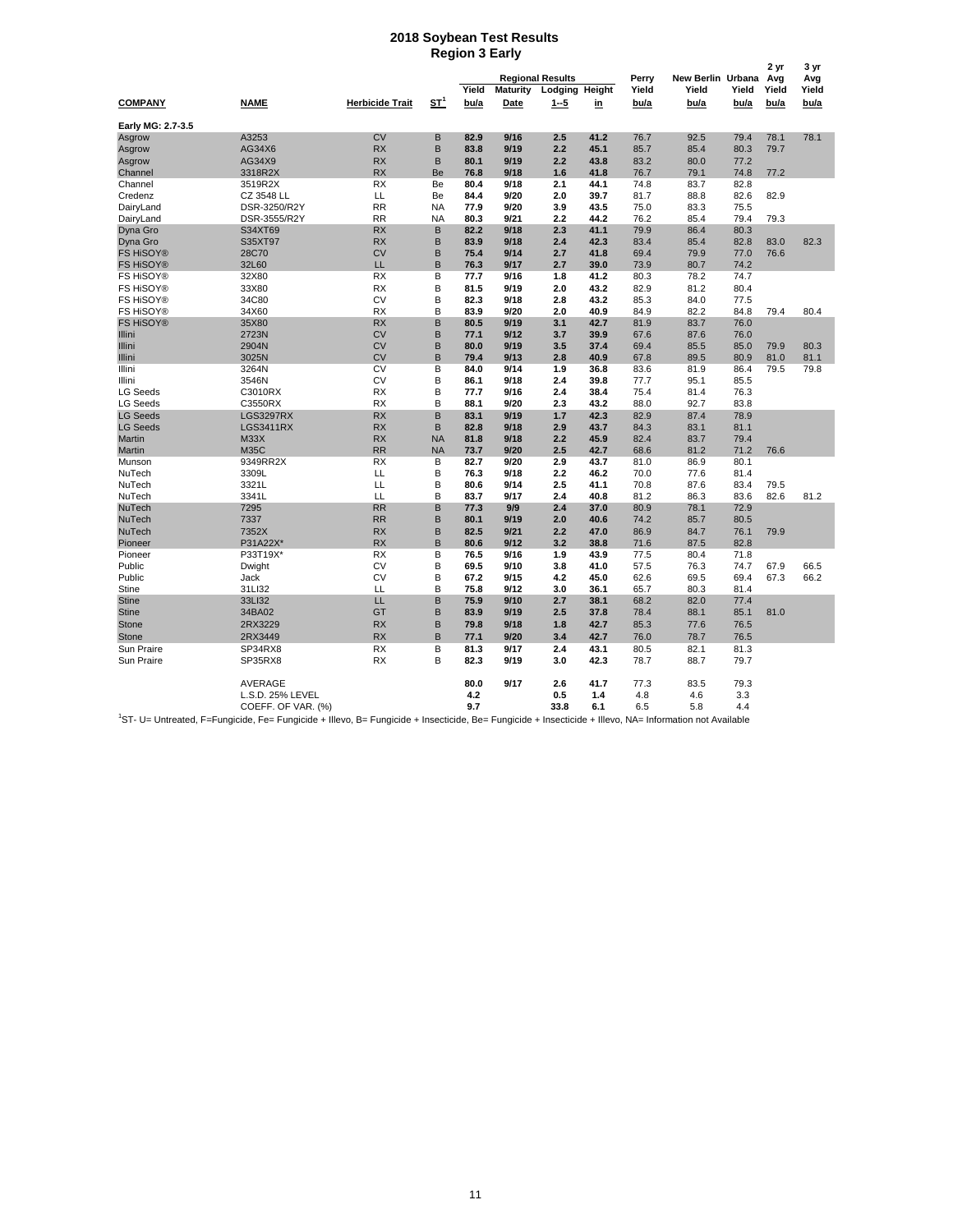# 2018 Soybean Test Results
## Region 3 Early

| COMPANY | NAME | Herbicide Trait | ST[1] | Regional Results Yield bu/a | Regional Results Maturity Date | Regional Results Lodging 1--5 | Regional Results Height in | Perry Yield bu/a | New Berlin Yield bu/a | Urbana Yield bu/a | 2 yr Avg Yield bu/a | 3 yr Avg Yield bu/a |
|---|---|---|---|---|---|---|---|---|---|---|---|---|
| **Early MG: 2.7-3.5** | | | | | | | | | | | | |
| Asgrow | A3253 | CV | B | **82.9** | **9/16** | **2.5** | **41.2** | 76.7 | 92.5 | 79.4 | 78.1 | 78.1 |
| Asgrow | AG34X6 | RX | B | **83.8** | **9/19** | **2.2** | **45.1** | 85.7 | 85.4 | 80.3 | 79.7 | |
| Asgrow | AG34X9 | RX | B | **80.1** | **9/19** | **2.2** | **43.8** | 83.2 | 80.0 | 77.2 | | |
| Channel | 3318R2X | RX | Be | **76.8** | **9/18** | **1.6** | **41.8** | 76.7 | 79.1 | 74.8 | 77.2 | |
| Channel | 3519R2X | RX | Be | **80.4** | **9/18** | **2.1** | **44.1** | 74.8 | 83.7 | 82.8 | | |
| Credenz | CZ 3548 LL | LL | Be | **84.4** | **9/20** | **2.0** | **39.7** | 81.7 | 88.8 | 82.6 | 82.9 | |
| DairyLand | DSR-3250/R2Y | RR | NA | **77.9** | **9/20** | **3.9** | **43.5** | 75.0 | 83.3 | 75.5 | | |
| DairyLand | DSR-3555/R2Y | RR | NA | **80.3** | **9/21** | **2.2** | **44.2** | 76.2 | 85.4 | 79.4 | 79.3 | |
| Dyna Gro | S34XT69 | RX | B | **82.2** | **9/18** | **2.3** | **41.1** | 79.9 | 86.4 | 80.3 | | |
| Dyna Gro | S35XT97 | RX | B | **83.9** | **9/18** | **2.4** | **42.3** | 83.4 | 85.4 | 82.8 | 83.0 | 82.3 |
| FS HiSOY® | 28C70 | CV | B | **75.4** | **9/14** | **2.7** | **41.8** | 69.4 | 79.9 | 77.0 | 76.6 | |
| FS HiSOY® | 32L60 | LL | B | **76.3** | **9/17** | **2.7** | **39.0** | 73.9 | 80.7 | 74.2 | | |
| FS HiSOY® | 32X80 | RX | B | **77.7** | **9/16** | **1.8** | **41.2** | 80.3 | 78.2 | 74.7 | | |
| FS HiSOY® | 33X80 | RX | B | **81.5** | **9/19** | **2.0** | **43.2** | 82.9 | 81.2 | 80.4 | | |
| FS HiSOY® | 34C80 | CV | B | **82.3** | **9/18** | **2.8** | **43.2** | 85.3 | 84.0 | 77.5 | | |
| FS HiSOY® | 34X60 | RX | B | **83.9** | **9/20** | **2.0** | **40.9** | 84.9 | 82.2 | 84.8 | 79.4 | 80.4 |
| FS HiSOY® | 35X80 | RX | B | **80.5** | **9/19** | **3.1** | **42.7** | 81.9 | 83.7 | 76.0 | | |
| Illini | 2723N | CV | B | **77.1** | **9/12** | **3.7** | **39.9** | 67.6 | 87.6 | 76.0 | | |
| Illini | 2904N | CV | B | **80.0** | **9/19** | **3.5** | **37.4** | 69.4 | 85.5 | 85.0 | 79.9 | 80.3 |
| Illini | 3025N | CV | B | **79.4** | **9/13** | **2.8** | **40.9** | 67.8 | 89.5 | 80.9 | 81.0 | 81.1 |
| Illini | 3264N | CV | B | **84.0** | **9/14** | **1.9** | **36.8** | 83.6 | 81.9 | 86.4 | 79.5 | 79.8 |
| Illini | 3546N | CV | B | **86.1** | **9/18** | **2.4** | **39.8** | 77.7 | 95.1 | 85.5 | | |
| LG Seeds | C3010RX | RX | B | **77.7** | **9/16** | **2.4** | **38.4** | 75.4 | 81.4 | 76.3 | | |
| LG Seeds | C3550RX | RX | B | **88.1** | **9/20** | **2.3** | **43.2** | 88.0 | 92.7 | 83.8 | | |
| LG Seeds | LGS3297RX | RX | B | **83.1** | **9/19** | **1.7** | **42.3** | 82.9 | 87.4 | 78.9 | | |
| LG Seeds | LGS3411RX | RX | B | **82.8** | **9/18** | **2.9** | **43.7** | 84.3 | 83.1 | 81.1 | | |
| Martin | M33X | RX | NA | **81.8** | **9/18** | **2.2** | **45.9** | 82.4 | 83.7 | 79.4 | | |
| Martin | M35C | RR | NA | **73.7** | **9/20** | **2.5** | **42.7** | 68.6 | 81.2 | 71.2 | 76.6 | |
| Munson | 9349RR2X | RX | B | **82.7** | **9/20** | **2.9** | **43.7** | 81.0 | 86.9 | 80.1 | | |
| NuTech | 3309L | LL | B | **76.3** | **9/18** | **2.2** | **46.2** | 70.0 | 77.6 | 81.4 | | |
| NuTech | 3321L | LL | B | **80.6** | **9/14** | **2.5** | **41.1** | 70.8 | 87.6 | 83.4 | 79.5 | |
| NuTech | 3341L | LL | B | **83.7** | **9/17** | **2.4** | **40.8** | 81.2 | 86.3 | 83.6 | 82.6 | 81.2 |
| NuTech | 7295 | RR | B | **77.3** | **9/9** | **2.4** | **37.0** | 80.9 | 78.1 | 72.9 | | |
| NuTech | 7337 | RR | B | **80.1** | **9/19** | **2.0** | **40.6** | 74.2 | 85.7 | 80.5 | | |
| NuTech | 7352X | RX | B | **82.5** | **9/21** | **2.2** | **47.0** | 86.9 | 84.7 | 76.1 | 79.9 | |
| Pioneer | P31A22X* | RX | B | **80.6** | **9/12** | **3.2** | **38.8** | 71.6 | 87.5 | 82.8 | | |
| Pioneer | P33T19X* | RX | B | **76.5** | **9/16** | **1.9** | **43.9** | 77.5 | 80.4 | 71.8 | | |
| Public | Dwight | CV | B | **69.5** | **9/10** | **3.8** | **41.0** | 57.5 | 76.3 | 74.7 | 67.9 | 66.5 |
| Public | Jack | CV | B | **67.2** | **9/15** | **4.2** | **45.0** | 62.6 | 69.5 | 69.4 | 67.3 | 66.2 |
| Stine | 31LI32 | LL | B | **75.8** | **9/12** | **3.0** | **36.1** | 65.7 | 80.3 | 81.4 | | |
| Stine | 33LI32 | LL | B | **75.9** | **9/10** | **2.7** | **38.1** | 68.2 | 82.0 | 77.4 | | |
| Stine | 34BA02 | GT | B | **83.9** | **9/19** | **2.5** | **37.8** | 78.4 | 88.1 | 85.1 | 81.0 | |
| Stone | 2RX3229 | RX | B | **79.8** | **9/18** | **1.8** | **42.7** | 85.3 | 77.6 | 76.5 | | |
| Stone | 2RX3449 | RX | B | **77.1** | **9/20** | **3.4** | **42.7** | 76.0 | 78.7 | 76.5 | | |
| Sun Praire | SP34RX8 | RX | B | **81.3** | **9/17** | **2.4** | **43.1** | 80.5 | 82.1 | 81.3 | | |
| Sun Praire | SP35RX8 | RX | B | **82.3** | **9/19** | **3.0** | **42.3** | 78.7 | 88.7 | 79.7 | | |
| | AVERAGE | | | **80.0** | **9/17** | **2.6** | **41.7** | 77.3 | 83.5 | 79.3 | | |
| | L.S.D. 25% LEVEL | | | **4.2** | | **0.5** | **1.4** | 4.8 | 4.6 | 3.3 | | |
| | COEFF. OF VAR. (%) | | | **9.7** | | **33.8** | **6.1** | 6.5 | 5.8 | 4.4 | | |

[1]ST- U= Untreated, F=Fungicide, Fe= Fungicide + Illevo, B= Fungicide + Insecticide, Be= Fungicide + Insecticide + Illevo, NA= Information not Available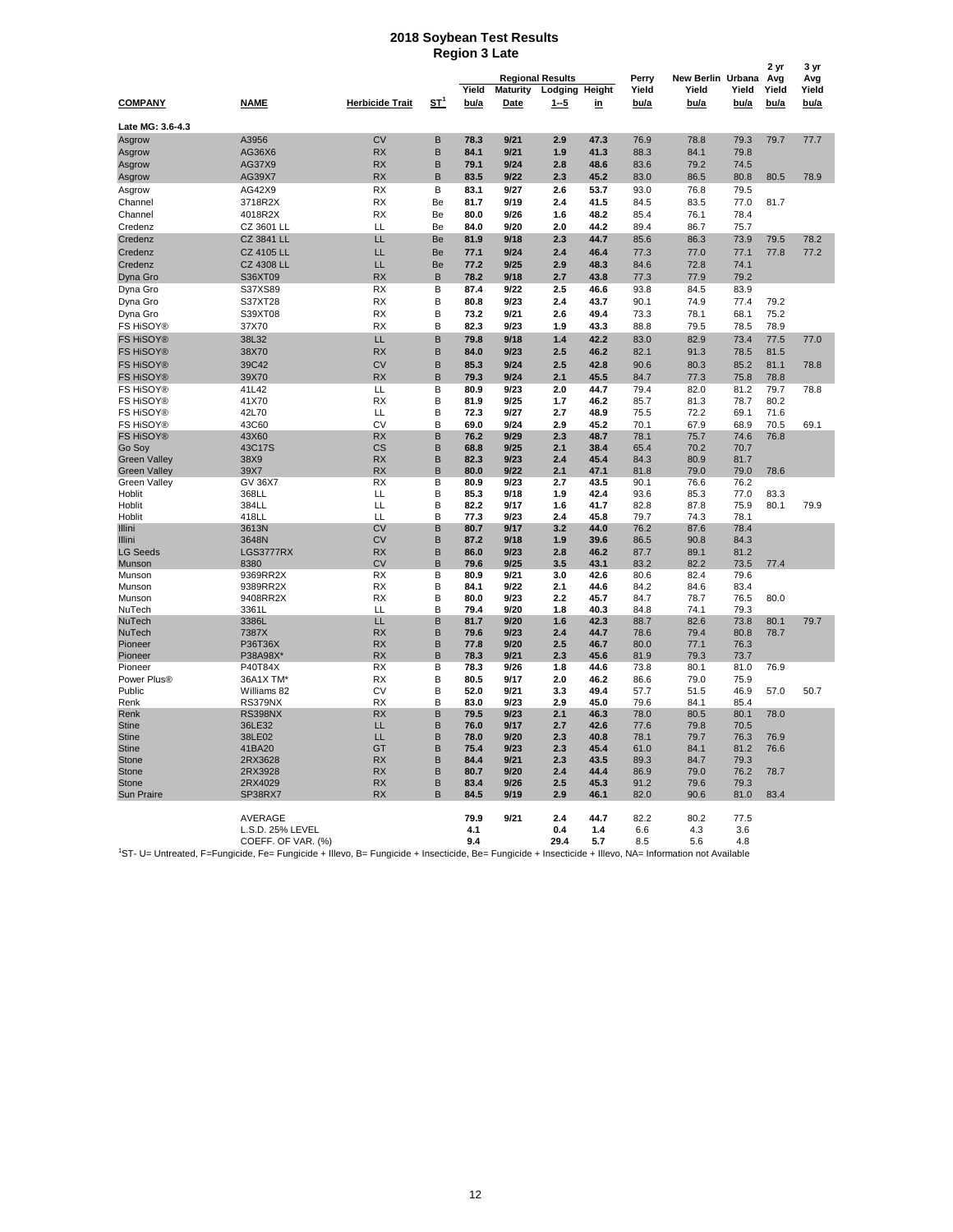# 2018 Soybean Test Results
## Region 3 Late

| COMPANY | NAME | Herbicide Trait | ST[1] | Regional Results Yield bu/a | Maturity Date | Lodging 1--5 | Height in | Perry Yield bu/a | New Berlin Yield bu/a | Urbana Yield bu/a | 2 yr Avg Yield bu/a | 3 yr Avg Yield bu/a |
|---|---|---|---|---|---|---|---|---|---|---|---|---|
| **Late MG: 3.6-4.3** | | | | | | | | | | | | |
| Asgrow | A3956 | CV | B | **78.3** | **9/21** | **2.9** | **47.3** | 76.9 | 78.8 | 79.3 | 79.7 | 77.7 |
| Asgrow | AG36X6 | RX | B | **84.1** | **9/21** | **1.9** | **41.3** | 88.3 | 84.1 | 79.8 | | |
| Asgrow | AG37X9 | RX | B | **79.1** | **9/24** | **2.8** | **48.6** | 83.6 | 79.2 | 74.5 | | |
| Asgrow | AG39X7 | RX | B | **83.5** | **9/22** | **2.3** | **45.2** | 83.0 | 86.5 | 80.8 | 80.5 | 78.9 |
| Asgrow | AG42X9 | RX | B | **83.1** | **9/27** | **2.6** | **53.7** | 93.0 | 76.8 | 79.5 | | |
| Channel | 3718R2X | RX | Be | **81.7** | **9/19** | **2.4** | **41.5** | 84.5 | 83.5 | 77.0 | 81.7 | |
| Channel | 4018R2X | RX | Be | **80.0** | **9/26** | **1.6** | **48.2** | 85.4 | 76.1 | 78.4 | | |
| Credenz | CZ 3601 LL | LL | Be | **84.0** | **9/20** | **2.0** | **44.2** | 89.4 | 86.7 | 75.7 | | |
| Credenz | CZ 3841 LL | LL | Be | **81.9** | **9/18** | **2.3** | **44.7** | 85.6 | 86.3 | 73.9 | 79.5 | 78.2 |
| Credenz | CZ 4105 LL | LL | Be | **77.1** | **9/24** | **2.4** | **46.4** | 77.3 | 77.0 | 77.1 | 77.8 | 77.2 |
| Credenz | CZ 4308 LL | LL | Be | **77.2** | **9/25** | **2.9** | **48.3** | 84.6 | 72.8 | 74.1 | | |
| Dyna Gro | S36XT09 | RX | B | **78.2** | **9/18** | **2.7** | **43.8** | 77.3 | 77.9 | 79.2 | | |
| Dyna Gro | S37XS89 | RX | B | **87.4** | **9/22** | **2.5** | **46.6** | 93.8 | 84.5 | 83.9 | | |
| Dyna Gro | S37XT28 | RX | B | **80.8** | **9/23** | **2.4** | **43.7** | 90.1 | 74.9 | 77.4 | 79.2 | |
| Dyna Gro | S39XT08 | RX | B | **73.2** | **9/21** | **2.6** | **49.4** | 73.3 | 78.1 | 68.1 | 75.2 | |
| FS HiSOY® | 37X70 | RX | B | **82.3** | **9/23** | **1.9** | **43.3** | 88.8 | 79.5 | 78.5 | 78.9 | |
| FS HiSOY® | 38L32 | LL | B | **79.8** | **9/18** | **1.4** | **42.2** | 83.0 | 82.9 | 73.4 | 77.5 | 77.0 |
| FS HiSOY® | 38X70 | RX | B | **84.0** | **9/23** | **2.5** | **46.2** | 82.1 | 91.3 | 78.5 | 81.5 | |
| FS HiSOY® | 39C42 | CV | B | **85.3** | **9/24** | **2.5** | **42.8** | 90.6 | 80.3 | 85.2 | 81.1 | 78.8 |
| FS HiSOY® | 39X70 | RX | B | **79.3** | **9/24** | **2.1** | **45.5** | 84.7 | 77.3 | 75.8 | 78.8 | |
| FS HiSOY® | 41L42 | LL | B | **80.9** | **9/23** | **2.0** | **44.7** | 79.4 | 82.0 | 81.2 | 79.7 | 78.8 |
| FS HiSOY® | 41X70 | RX | B | **81.9** | **9/25** | **1.7** | **46.2** | 85.7 | 81.3 | 78.7 | 80.2 | |
| FS HiSOY® | 42L70 | LL | B | **72.3** | **9/27** | **2.7** | **48.9** | 75.5 | 72.2 | 69.1 | 71.6 | |
| FS HiSOY® | 43C60 | CV | B | **69.0** | **9/24** | **2.9** | **45.2** | 70.1 | 67.9 | 68.9 | 70.5 | 69.1 |
| FS HiSOY® | 43X60 | RX | B | **76.2** | **9/29** | **2.3** | **48.7** | 78.1 | 75.7 | 74.6 | 76.8 | |
| Go Soy | 43C17S | CS | B | **68.8** | **9/25** | **2.1** | **38.4** | 65.4 | 70.2 | 70.7 | | |
| Green Valley | 38X9 | RX | B | **82.3** | **9/23** | **2.4** | **45.4** | 84.3 | 80.9 | 81.7 | | |
| Green Valley | 39X7 | RX | B | **80.0** | **9/22** | **2.1** | **47.1** | 81.8 | 79.0 | 79.0 | 78.6 | |
| Green Valley | GV 36X7 | RX | B | **80.9** | **9/23** | **2.7** | **43.5** | 90.1 | 76.6 | 76.2 | | |
| Hoblit | 368LL | LL | B | **85.3** | **9/18** | **1.9** | **42.4** | 93.6 | 85.3 | 77.0 | 83.3 | |
| Hoblit | 384LL | LL | B | **82.2** | **9/17** | **1.6** | **41.7** | 82.8 | 87.8 | 75.9 | 80.1 | 79.9 |
| Hoblit | 418LL | LL | B | **77.3** | **9/23** | **2.4** | **45.8** | 79.7 | 74.3 | 78.1 | | |
| Illini | 3613N | CV | B | **80.7** | **9/17** | **3.2** | **44.0** | 76.2 | 87.6 | 78.4 | | |
| Illini | 3648N | CV | B | **87.2** | **9/18** | **1.9** | **39.6** | 86.5 | 90.8 | 84.3 | | |
| LG Seeds | LGS3777RX | RX | B | **86.0** | **9/23** | **2.8** | **46.2** | 87.7 | 89.1 | 81.2 | | |
| Munson | 8380 | CV | B | **79.6** | **9/25** | **3.5** | **43.1** | 83.2 | 82.2 | 73.5 | 77.4 | |
| Munson | 9369RR2X | RX | B | **80.9** | **9/21** | **3.0** | **42.6** | 80.6 | 82.4 | 79.6 | | |
| Munson | 9389RR2X | RX | B | **84.1** | **9/22** | **2.1** | **44.6** | 84.2 | 84.6 | 83.4 | | |
| Munson | 9408RR2X | RX | B | **80.0** | **9/23** | **2.2** | **45.7** | 84.7 | 78.7 | 76.5 | 80.0 | |
| NuTech | 3361L | LL | B | **79.4** | **9/20** | **1.8** | **40.3** | 84.8 | 74.1 | 79.3 | | |
| NuTech | 3386L | LL | B | **81.7** | **9/20** | **1.6** | **42.3** | 88.7 | 82.6 | 73.8 | 80.1 | 79.7 |
| NuTech | 7387X | RX | B | **79.6** | **9/23** | **2.4** | **44.7** | 78.6 | 79.4 | 80.8 | 78.7 | |
| Pioneer | P36T36X | RX | B | **77.8** | **9/20** | **2.5** | **46.7** | 80.0 | 77.1 | 76.3 | | |
| Pioneer | P38A98X* | RX | B | **78.3** | **9/21** | **2.3** | **45.6** | 81.9 | 79.3 | 73.7 | | |
| Pioneer | P40T84X | RX | B | **78.3** | **9/26** | **1.8** | **44.6** | 73.8 | 80.1 | 81.0 | 76.9 | |
| Power Plus® | 36A1X TM* | RX | B | **80.5** | **9/17** | **2.0** | **46.2** | 86.6 | 79.0 | 75.9 | | |
| Public | Williams 82 | CV | B | **52.0** | **9/21** | **3.3** | **49.4** | 57.7 | 51.5 | 46.9 | 57.0 | 50.7 |
| Renk | RS379NX | RX | B | **83.0** | **9/23** | **2.9** | **45.0** | 79.6 | 84.1 | 85.4 | | |
| Renk | RS398NX | RX | B | **79.5** | **9/23** | **2.1** | **46.3** | 78.0 | 80.5 | 80.1 | 78.0 | |
| Stine | 36LE32 | LL | B | **76.0** | **9/17** | **2.7** | **42.6** | 77.6 | 79.8 | 70.5 | | |
| Stine | 38LE02 | LL | B | **78.0** | **9/20** | **2.3** | **40.8** | 78.1 | 79.7 | 76.3 | 76.9 | |
| Stine | 41BA20 | GT | B | **75.4** | **9/23** | **2.3** | **45.4** | 61.0 | 84.1 | 81.2 | 76.6 | |
| Stone | 2RX3628 | RX | B | **84.4** | **9/21** | **2.3** | **43.5** | 89.3 | 84.7 | 79.3 | | |
| Stone | 2RX3928 | RX | B | **80.7** | **9/20** | **2.4** | **44.4** | 86.9 | 79.0 | 76.2 | 78.7 | |
| Stone | 2RX4029 | RX | B | **83.4** | **9/26** | **2.5** | **45.3** | 91.2 | 79.6 | 79.3 | | |
| Sun Praire | SP38RX7 | RX | B | **84.5** | **9/19** | **2.9** | **46.1** | 82.0 | 90.6 | 81.0 | 83.4 | |
| | AVERAGE | | | **79.9** | **9/21** | **2.4** | **44.7** | 82.2 | 80.2 | 77.5 | | |
| | L.S.D. 25% LEVEL | | | **4.1** | | **0.4** | **1.4** | 6.6 | 4.3 | 3.6 | | |
| | COEFF. OF VAR. (%) | | | **9.4** | | **29.4** | **5.7** | 8.5 | 5.6 | 4.8 | | |

[1]ST- U= Untreated, F=Fungicide, Fe= Fungicide + Illevo, B= Fungicide + Insecticide, Be= Fungicide + Insecticide + Illevo, NA= Information not Available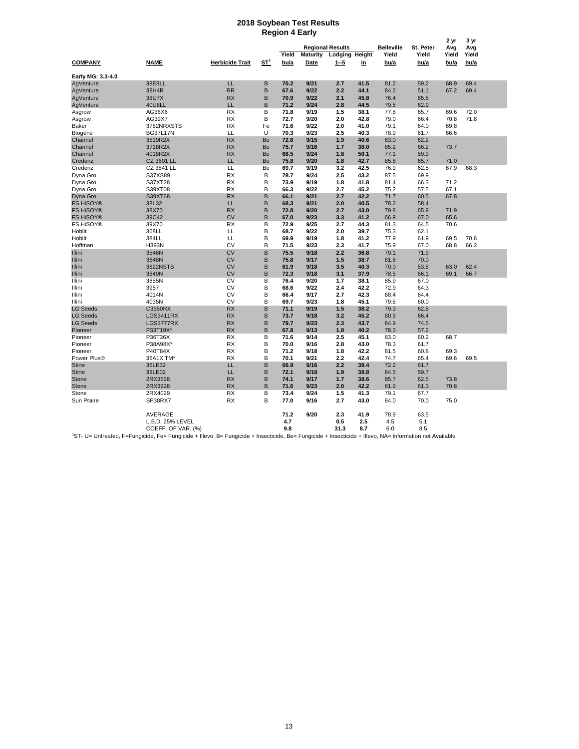# 2018 Soybean Test Results
## Region 4 Early

| COMPANY | NAME | Herbicide Trait | ST[1] | Regional Results Yield bu/a | Regional Results Maturity Date | Regional Results Lodging 1--5 | Regional Results Height in | Belleville Yield bu/a | St. Peter Yield bu/a | 2 yr Avg Yield bu/a | 3 yr Avg Yield bu/a |
|---|---|---|---|---|---|---|---|---|---|---|---|
| **Early MG: 3.3-4.0** | | | | | | | | | | | |
| AgVenture | 38E8LL | LL | B | 70.2 | 9/21 | 2.7 | 41.5 | 81.2 | 59.2 | 68.9 | 69.4 |
| AgVenture | 38H4R | RR | B | 67.6 | 9/22 | 2.2 | 44.1 | 84.2 | 51.1 | 67.2 | 69.4 |
| AgVenture | 38U7X | RX | B | 70.9 | 9/22 | 2.1 | 45.8 | 76.4 | 65.5 | | |
| AgVenture | 40U8LL | LL | B | 71.2 | 9/24 | 2.8 | 44.5 | 79.5 | 62.9 | | |
| Asgrow | AG36X6 | RX | B | 71.8 | 9/19 | 1.5 | 38.1 | 77.8 | 65.7 | 69.6 | 72.0 |
| Asgrow | AG39X7 | RX | B | 72.7 | 9/20 | 2.0 | 42.8 | 79.0 | 66.4 | 70.8 | 71.8 |
| Baker | 3782NRXSTS | RX | Fe | 71.6 | 9/22 | 2.0 | 41.0 | 79.1 | 64.0 | 69.8 | |
| Biogene | BG37L17N | LL | U | 70.3 | 9/23 | 2.5 | 40.3 | 78.9 | 61.7 | 66.6 | |
| Channel | 3519R2X | RX | Be | 72.6 | 9/15 | 1.9 | 40.6 | 83.0 | 62.2 | | |
| Channel | 3718R2X | RX | Be | 75.7 | 9/16 | 1.7 | 38.0 | 85.2 | 66.2 | 73.7 | |
| Channel | 4018R2X | RX | Be | 68.5 | 9/24 | 1.8 | 50.1 | 77.1 | 59.9 | | |
| Credenz | CZ 3601 LL | LL | Be | 75.8 | 9/20 | 1.8 | 42.7 | 85.8 | 65.7 | 71.0 | |
| Credenz | CZ 3841 LL | LL | Be | 69.7 | 9/19 | 3.2 | 42.5 | 76.9 | 62.5 | 67.9 | 68.3 |
| Dyna Gro | S37XS89 | RX | B | 78.7 | 9/24 | 2.5 | 43.2 | 87.5 | 69.9 | | |
| Dyna Gro | S37XT28 | RX | B | 73.9 | 9/19 | 1.8 | 41.8 | 81.4 | 66.3 | 71.2 | |
| Dyna Gro | S39XT08 | RX | B | 66.3 | 9/22 | 2.7 | 45.2 | 75.2 | 57.5 | 67.1 | |
| Dyna Gro | S39XT68 | RX | B | 66.1 | 9/21 | 2.7 | 42.2 | 71.7 | 60.5 | 67.8 | |
| FS HiSOY® | 38L32 | LL | B | 68.3 | 9/21 | 2.0 | 40.5 | 78.2 | 58.4 | | |
| FS HiSOY® | 38X70 | RX | B | 72.8 | 9/20 | 2.7 | 43.0 | 79.8 | 65.9 | 71.9 | |
| FS HiSOY® | 39C42 | CV | B | 67.0 | 9/23 | 3.3 | 41.2 | 66.9 | 67.0 | 65.6 | |
| FS HiSOY® | 39X70 | RX | B | 72.9 | 9/25 | 2.7 | 44.3 | 81.3 | 64.5 | 70.6 | |
| Hoblit | 368LL | LL | B | 68.7 | 9/22 | 2.0 | 39.7 | 75.3 | 62.1 | | |
| Hoblit | 384LL | LL | B | 69.9 | 9/19 | 1.8 | 41.2 | 77.9 | 61.9 | 69.5 | 70.6 |
| Hoffman | H393N | CV | B | 71.5 | 9/23 | 2.3 | 41.7 | 75.9 | 67.0 | 68.8 | 66.2 |
| Illini | 3546N | CV | B | 75.5 | 9/18 | 2.2 | 36.8 | 79.1 | 71.9 | | |
| Illini | 3648N | CV | B | 75.8 | 9/17 | 1.5 | 38.7 | 81.6 | 70.0 | | |
| Illini | 3822NSTS | CV | B | 61.9 | 9/18 | 3.5 | 40.3 | 70.0 | 53.8 | 63.0 | 62.4 |
| Illini | 3849N | CV | B | 72.3 | 9/18 | 3.1 | 37.9 | 78.5 | 66.1 | 69.1 | 66.7 |
| Illini | 3855N | CV | B | 76.4 | 9/20 | 1.7 | 38.1 | 85.9 | 67.0 | | |
| Illini | 3957 | CV | B | 68.6 | 9/22 | 2.4 | 42.2 | 72.9 | 64.3 | | |
| Illini | 4014N | CV | B | 66.4 | 9/17 | 2.7 | 42.3 | 68.4 | 64.4 | | |
| Illini | 4035N | CV | B | 69.7 | 9/23 | 1.8 | 45.1 | 79.5 | 60.0 | | |
| LG Seeds | C3550RX | RX | B | 71.1 | 9/19 | 1.5 | 38.2 | 79.3 | 62.8 | | |
| LG Seeds | LGS3411RX | RX | B | 73.7 | 9/18 | 3.2 | 45.2 | 80.9 | 66.4 | | |
| LG Seeds | LGS3777RX | RX | B | 79.7 | 9/23 | 2.3 | 43.7 | 84.9 | 74.5 | | |
| Pioneer | P33T19X* | RX | B | 67.8 | 9/13 | 1.8 | 40.2 | 78.3 | 57.2 | | |
| Pioneer | P36T36X | RX | B | 71.6 | 9/14 | 2.5 | 45.1 | 83.0 | 60.2 | 68.7 | |
| Pioneer | P38A98X* | RX | B | 70.0 | 9/16 | 2.8 | 43.0 | 78.3 | 61.7 | | |
| Pioneer | P40T84X | RX | B | 71.2 | 9/18 | 1.8 | 42.2 | 81.5 | 60.8 | 69.3 | |
| Power Plus® | 36A1X TM* | RX | B | 70.1 | 9/21 | 2.2 | 42.4 | 74.7 | 65.4 | 69.6 | 69.5 |
| Stine | 36LE32 | LL | B | 66.9 | 9/16 | 2.2 | 39.4 | 72.2 | 61.7 | | |
| Stine | 38LE02 | LL | B | 72.1 | 9/18 | 1.9 | 38.8 | 84.5 | 59.7 | | |
| Stone | 2RX3628 | RX | B | 74.1 | 9/17 | 1.7 | 38.6 | 85.7 | 62.5 | 73.8 | |
| Stone | 2RX3928 | RX | B | 71.6 | 9/23 | 2.0 | 42.2 | 81.9 | 61.3 | 70.8 | |
| Stone | 2RX4029 | RX | B | 73.4 | 9/24 | 1.5 | 41.3 | 79.1 | 67.7 | | |
| Sun Praire | SP38RX7 | RX | B | 77.0 | 9/16 | 2.7 | 43.0 | 84.0 | 70.0 | 75.0 | |
| | AVERAGE | | | 71.2 | 9/20 | 2.3 | 41.9 | 78.9 | 63.5 | | |
| | L.S.D. 25% LEVEL | | | 4.7 | | 0.5 | 2.5 | 4.5 | 5.1 | | |
| | COEFF. OF VAR. (%) | | | 9.8 | | 31.3 | 8.7 | 6.0 | 8.5 | | |

[1]ST- U= Untreated, F=Fungicide, Fe= Fungicide + Illevo, B= Fungicide + Insecticide, Be= Fungicide + Insecticide + Illevo, NA= Information not Available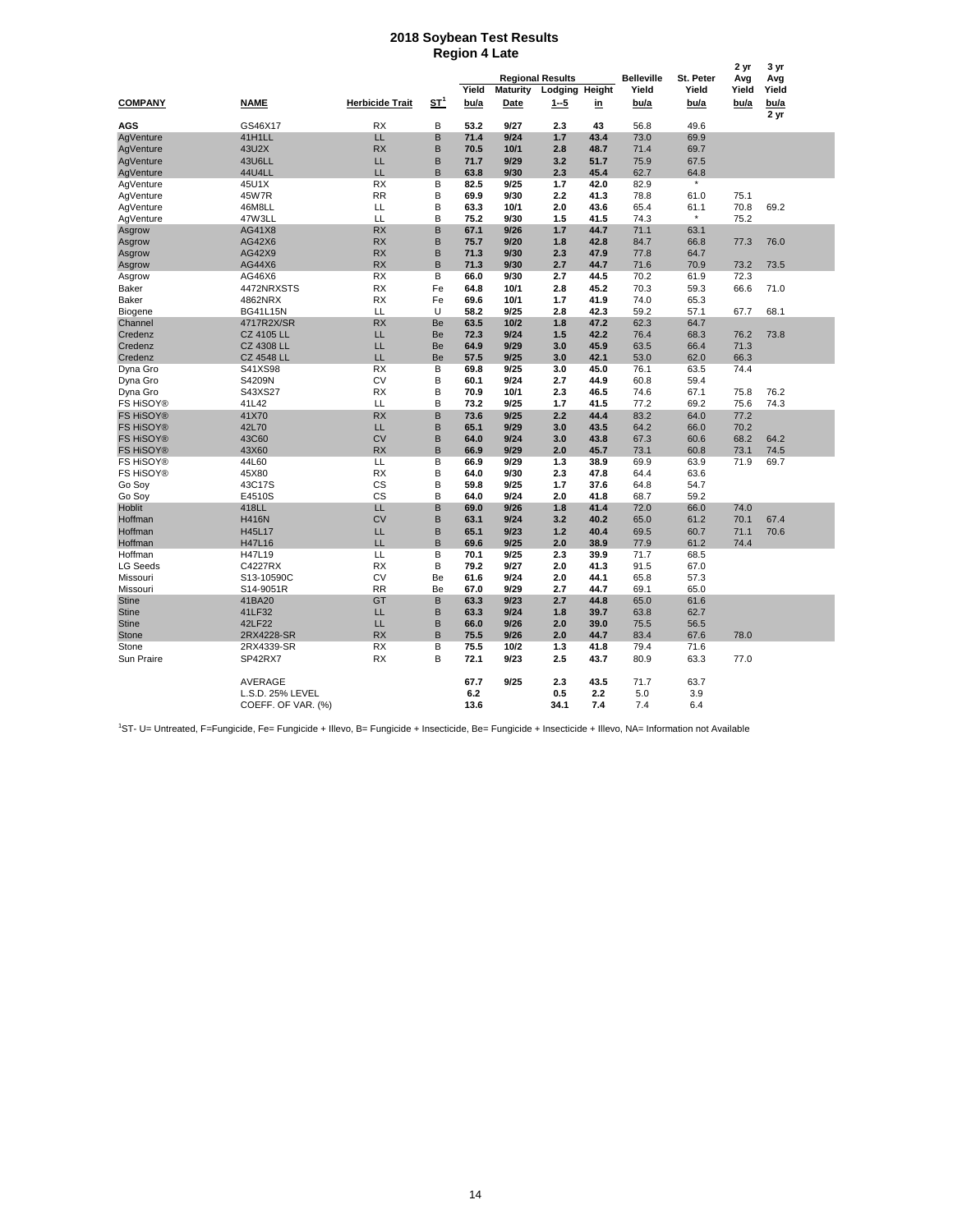# 2018 Soybean Test Results
## Region 4 Late

| COMPANY | NAME | Herbicide Trait | ST[1] | Regional Results Yield bu/a | Regional Results Maturity Date | Regional Results Lodging 1--5 | Regional Results Height in | Belleville Yield bu/a | St. Peter Yield bu/a | 2 yr Avg Yield bu/a | 3 yr Avg Yield bu/a 2 yr |
|---|---|---|---|---|---|---|---|---|---|---|---|
| AGS | GS46X17 | RX | B | 53.2 | 9/27 | 2.3 | 43 | 56.8 | 49.6 | | |
| AgVenture | 41H1LL | LL | B | 71.4 | 9/24 | 1.7 | 43.4 | 73.0 | 69.9 | | |
| AgVenture | 43U2X | RX | B | 70.5 | 10/1 | 2.8 | 48.7 | 71.4 | 69.7 | | |
| AgVenture | 43U6LL | LL | B | 71.7 | 9/29 | 3.2 | 51.7 | 75.9 | 67.5 | | |
| AgVenture | 44U4LL | LL | B | 63.8 | 9/30 | 2.3 | 45.4 | 62.7 | 64.8 | | |
| AgVenture | 45U1X | RX | B | 82.5 | 9/25 | 1.7 | 42.0 | 82.9 | * | | |
| AgVenture | 45W7R | RR | B | 69.9 | 9/30 | 2.2 | 41.3 | 78.8 | 61.0 | 75.1 | |
| AgVenture | 46M8LL | LL | B | 63.3 | 10/1 | 2.0 | 43.6 | 65.4 | 61.1 | 70.8 | 69.2 |
| AgVenture | 47W3LL | LL | B | 75.2 | 9/30 | 1.5 | 41.5 | 74.3 | * | 75.2 | |
| Asgrow | AG41X8 | RX | B | 67.1 | 9/26 | 1.7 | 44.7 | 71.1 | 63.1 | | |
| Asgrow | AG42X6 | RX | B | 75.7 | 9/20 | 1.8 | 42.8 | 84.7 | 66.8 | 77.3 | 76.0 |
| Asgrow | AG42X9 | RX | B | 71.3 | 9/30 | 2.3 | 47.9 | 77.8 | 64.7 | | |
| Asgrow | AG44X6 | RX | B | 71.3 | 9/30 | 2.7 | 44.7 | 71.6 | 70.9 | 73.2 | 73.5 |
| Asgrow | AG46X6 | RX | B | 66.0 | 9/30 | 2.7 | 44.5 | 70.2 | 61.9 | 72.3 | |
| Baker | 4472NRXSTS | RX | Fe | 64.8 | 10/1 | 2.8 | 45.2 | 70.3 | 59.3 | 66.6 | 71.0 |
| Baker | 4862NRX | RX | Fe | 69.6 | 10/1 | 1.7 | 41.9 | 74.0 | 65.3 | | |
| Biogene | BG41L15N | LL | U | 58.2 | 9/25 | 2.8 | 42.3 | 59.2 | 57.1 | 67.7 | 68.1 |
| Channel | 4717R2X/SR | RX | Be | 63.5 | 10/2 | 1.8 | 47.2 | 62.3 | 64.7 | | |
| Credenz | CZ 4105 LL | LL | Be | 72.3 | 9/24 | 1.5 | 42.2 | 76.4 | 68.3 | 76.2 | 73.8 |
| Credenz | CZ 4308 LL | LL | Be | 64.9 | 9/29 | 3.0 | 45.9 | 63.5 | 66.4 | 71.3 | |
| Credenz | CZ 4548 LL | LL | Be | 57.5 | 9/25 | 3.0 | 42.1 | 53.0 | 62.0 | 66.3 | |
| Dyna Gro | S41XS98 | RX | B | 69.8 | 9/25 | 3.0 | 45.0 | 76.1 | 63.5 | 74.4 | |
| Dyna Gro | S4209N | CV | B | 60.1 | 9/24 | 2.7 | 44.9 | 60.8 | 59.4 | | |
| Dyna Gro | S43XS27 | RX | B | 70.9 | 10/1 | 2.3 | 46.5 | 74.6 | 67.1 | 75.8 | 76.2 |
| FS HiSOY® | 41L42 | LL | B | 73.2 | 9/25 | 1.7 | 41.5 | 77.2 | 69.2 | 75.6 | 74.3 |
| FS HiSOY® | 41X70 | RX | B | 73.6 | 9/25 | 2.2 | 44.4 | 83.2 | 64.0 | 77.2 | |
| FS HiSOY® | 42L70 | LL | B | 65.1 | 9/29 | 3.0 | 43.5 | 64.2 | 66.0 | 70.2 | |
| FS HiSOY® | 43C60 | CV | B | 64.0 | 9/24 | 3.0 | 43.8 | 67.3 | 60.6 | 68.2 | 64.2 |
| FS HiSOY® | 43X60 | RX | B | 66.9 | 9/29 | 2.0 | 45.7 | 73.1 | 60.8 | 73.1 | 74.5 |
| FS HiSOY® | 44L60 | LL | B | 66.9 | 9/29 | 1.3 | 38.9 | 69.9 | 63.9 | 71.9 | 69.7 |
| FS HiSOY® | 45X80 | RX | B | 64.0 | 9/30 | 2.3 | 47.8 | 64.4 | 63.6 | | |
| Go Soy | 43C17S | CS | B | 59.8 | 9/25 | 1.7 | 37.6 | 64.8 | 54.7 | | |
| Go Soy | E4510S | CS | B | 64.0 | 9/24 | 2.0 | 41.8 | 68.7 | 59.2 | | |
| Hoblit | 418LL | LL | B | 69.0 | 9/26 | 1.8 | 41.4 | 72.0 | 66.0 | 74.0 | |
| Hoffman | H416N | CV | B | 63.1 | 9/24 | 3.2 | 40.2 | 65.0 | 61.2 | 70.1 | 67.4 |
| Hoffman | H45L17 | LL | B | 65.1 | 9/23 | 1.2 | 40.4 | 69.5 | 60.7 | 71.1 | 70.6 |
| Hoffman | H47L16 | LL | B | 69.6 | 9/25 | 2.0 | 38.9 | 77.9 | 61.2 | 74.4 | |
| Hoffman | H47L19 | LL | B | 70.1 | 9/25 | 2.3 | 39.9 | 71.7 | 68.5 | | |
| LG Seeds | C4227RX | RX | B | 79.2 | 9/27 | 2.0 | 41.3 | 91.5 | 67.0 | | |
| Missouri | S13-10590C | CV | Be | 61.6 | 9/24 | 2.0 | 44.1 | 65.8 | 57.3 | | |
| Missouri | S14-9051R | RR | Be | 67.0 | 9/29 | 2.7 | 44.7 | 69.1 | 65.0 | | |
| Stine | 41BA20 | GT | B | 63.3 | 9/23 | 2.7 | 44.8 | 65.0 | 61.6 | | |
| Stine | 41LF32 | LL | B | 63.3 | 9/24 | 1.8 | 39.7 | 63.8 | 62.7 | | |
| Stine | 42LF22 | LL | B | 66.0 | 9/26 | 2.0 | 39.0 | 75.5 | 56.5 | | |
| Stone | 2RX4228-SR | RX | B | 75.5 | 9/26 | 2.0 | 44.7 | 83.4 | 67.6 | 78.0 | |
| Stone | 2RX4339-SR | RX | B | 75.5 | 10/2 | 1.3 | 41.8 | 79.4 | 71.6 | | |
| Sun Praire | SP42RX7 | RX | B | 72.1 | 9/23 | 2.5 | 43.7 | 80.9 | 63.3 | 77.0 | |
| | AVERAGE | | | 67.7 | 9/25 | 2.3 | 43.5 | 71.7 | 63.7 | | |
| | L.S.D. 25% LEVEL | | | 6.2 | | 0.5 | 2.2 | 5.0 | 3.9 | | |
| | COEFF. OF VAR. (%) | | | 13.6 | | 34.1 | 7.4 | 7.4 | 6.4 | | |

[1]ST- U= Untreated, F=Fungicide, Fe= Fungicide + Illevo, B= Fungicide + Insecticide, Be= Fungicide + Insecticide + Illevo, NA= Information not Available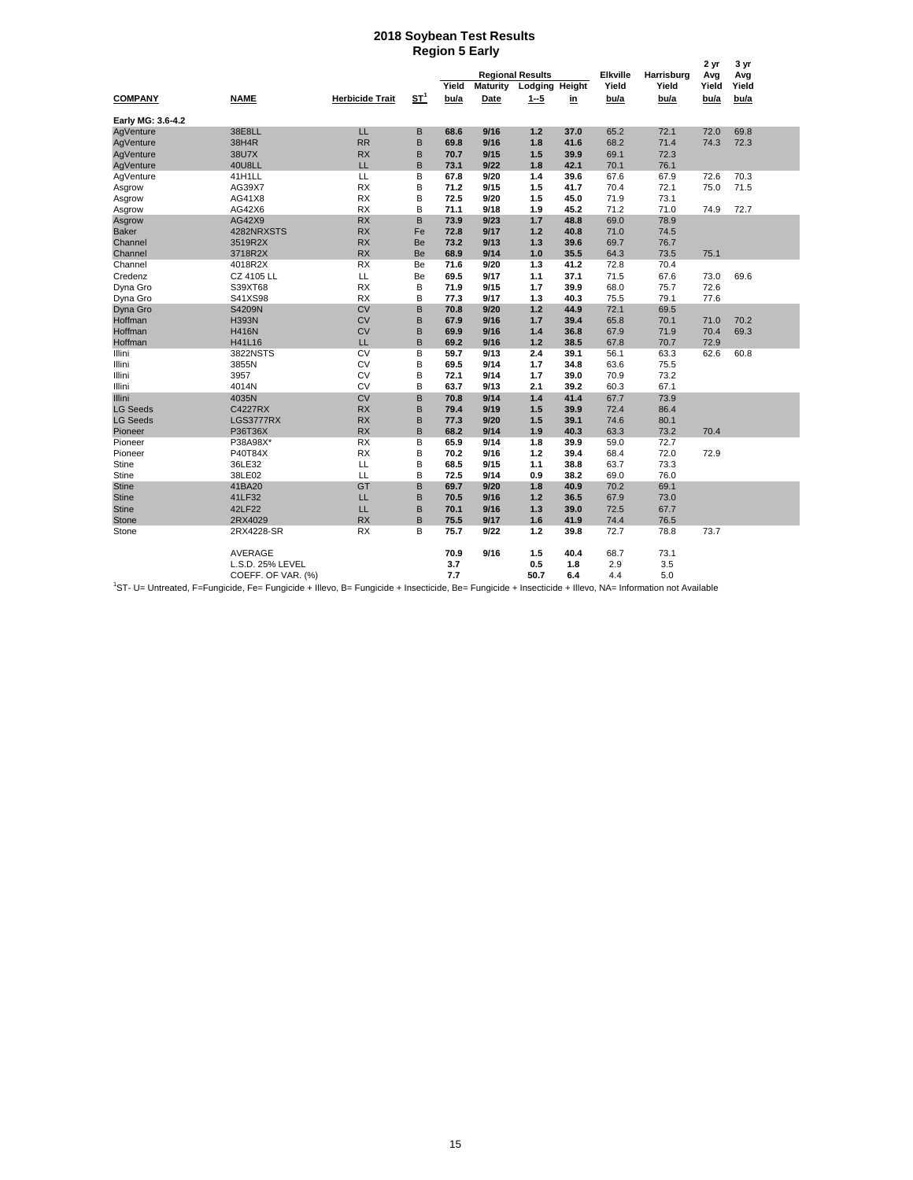# 2018 Soybean Test Results
## Region 5 Early

| COMPANY | NAME | Herbicide Trait | ST[1] | Regional Results Yield bu/a | Maturity Date | Lodging 1--5 | Height in | Elkville Yield bu/a | Harrisburg Yield bu/a | 2 yr Avg Yield bu/a | 3 yr Avg Yield bu/a |
|---|---|---|---|---|---|---|---|---|---|---|---|
| **Early MG: 3.6-4.2** | | | | | | | | | | | |
| AgVenture | 38E8LL | LL | B | **68.6** | **9/16** | **1.2** | **37.0** | 65.2 | 72.1 | 72.0 | 69.8 |
| AgVenture | 38H4R | RR | B | **69.8** | **9/16** | **1.8** | **41.6** | 68.2 | 71.4 | 74.3 | 72.3 |
| AgVenture | 38U7X | RX | B | **70.7** | **9/15** | **1.5** | **39.9** | 69.1 | 72.3 | | |
| AgVenture | 40U8LL | LL | B | **73.1** | **9/22** | **1.8** | **42.1** | 70.1 | 76.1 | | |
| AgVenture | 41H1LL | LL | B | **67.8** | **9/20** | **1.4** | **39.6** | 67.6 | 67.9 | 72.6 | 70.3 |
| Asgrow | AG39X7 | RX | B | **71.2** | **9/15** | **1.5** | **41.7** | 70.4 | 72.1 | 75.0 | 71.5 |
| Asgrow | AG41X8 | RX | B | **72.5** | **9/20** | **1.5** | **45.0** | 71.9 | 73.1 | | |
| Asgrow | AG42X6 | RX | B | **71.1** | **9/18** | **1.9** | **45.2** | 71.2 | 71.0 | 74.9 | 72.7 |
| Asgrow | AG42X9 | RX | B | **73.9** | **9/23** | **1.7** | **48.8** | 69.0 | 78.9 | | |
| Baker | 4282NRXSTS | RX | Fe | **72.8** | **9/17** | **1.2** | **40.8** | 71.0 | 74.5 | | |
| Channel | 3519R2X | RX | Be | **73.2** | **9/13** | **1.3** | **39.6** | 69.7 | 76.7 | | |
| Channel | 3718R2X | RX | Be | **68.9** | **9/14** | **1.0** | **35.5** | 64.3 | 73.5 | 75.1 | |
| Channel | 4018R2X | RX | Be | **71.6** | **9/20** | **1.3** | **41.2** | 72.8 | 70.4 | | |
| Credenz | CZ 4105 LL | LL | Be | **69.5** | **9/17** | **1.1** | **37.1** | 71.5 | 67.6 | 73.0 | 69.6 |
| Dyna Gro | S39XT68 | RX | B | **71.9** | **9/15** | **1.7** | **39.9** | 68.0 | 75.7 | 72.6 | |
| Dyna Gro | S41XS98 | RX | B | **77.3** | **9/17** | **1.3** | **40.3** | 75.5 | 79.1 | 77.6 | |
| Dyna Gro | S4209N | CV | B | **70.8** | **9/20** | **1.2** | **44.9** | 72.1 | 69.5 | | |
| Hoffman | H393N | CV | B | **67.9** | **9/16** | **1.7** | **39.4** | 65.8 | 70.1 | 71.0 | 70.2 |
| Hoffman | H416N | CV | B | **69.9** | **9/16** | **1.4** | **36.8** | 67.9 | 71.9 | 70.4 | 69.3 |
| Hoffman | H41L16 | LL | B | **69.2** | **9/16** | **1.2** | **38.5** | 67.8 | 70.7 | 72.9 | |
| Illini | 3822NSTS | CV | B | **59.7** | **9/13** | **2.4** | **39.1** | 56.1 | 63.3 | 62.6 | 60.8 |
| Illini | 3855N | CV | B | **69.5** | **9/14** | **1.7** | **34.8** | 63.6 | 75.5 | | |
| Illini | 3957 | CV | B | **72.1** | **9/14** | **1.7** | **39.0** | 70.9 | 73.2 | | |
| Illini | 4014N | CV | B | **63.7** | **9/13** | **2.1** | **39.2** | 60.3 | 67.1 | | |
| Illini | 4035N | CV | B | **70.8** | **9/14** | **1.4** | **41.4** | 67.7 | 73.9 | | |
| LG Seeds | C4227RX | RX | B | **79.4** | **9/19** | **1.5** | **39.9** | 72.4 | 86.4 | | |
| LG Seeds | LGS3777RX | RX | B | **77.3** | **9/20** | **1.5** | **39.1** | 74.6 | 80.1 | | |
| Pioneer | P36T36X | RX | B | **68.2** | **9/14** | **1.9** | **40.3** | 63.3 | 73.2 | 70.4 | |
| Pioneer | P38A98X* | RX | B | **65.9** | **9/14** | **1.8** | **39.9** | 59.0 | 72.7 | | |
| Pioneer | P40T84X | RX | B | **70.2** | **9/16** | **1.2** | **39.4** | 68.4 | 72.0 | 72.9 | |
| Stine | 36LE32 | LL | B | **68.5** | **9/15** | **1.1** | **38.8** | 63.7 | 73.3 | | |
| Stine | 38LE02 | LL | B | **72.5** | **9/14** | **0.9** | **38.2** | 69.0 | 76.0 | | |
| Stine | 41BA20 | GT | B | **69.7** | **9/20** | **1.8** | **40.9** | 70.2 | 69.1 | | |
| Stine | 41LF32 | LL | B | **70.5** | **9/16** | **1.2** | **36.5** | 67.9 | 73.0 | | |
| Stine | 42LF22 | LL | B | **70.1** | **9/16** | **1.3** | **39.0** | 72.5 | 67.7 | | |
| Stone | 2RX4029 | RX | B | **75.5** | **9/17** | **1.6** | **41.9** | 74.4 | 76.5 | | |
| Stone | 2RX4228-SR | RX | B | **75.7** | **9/22** | **1.2** | **39.8** | 72.7 | 78.8 | 73.7 | |
| | AVERAGE | | | **70.9** | **9/16** | **1.5** | **40.4** | 68.7 | 73.1 | | |
| | L.S.D. 25% LEVEL | | | **3.7** | | **0.5** | **1.8** | 2.9 | 3.5 | | |
| | COEFF. OF VAR. (%) | | | **7.7** | | **50.7** | **6.4** | 4.4 | 5.0 | | |

[1]ST- U= Untreated, F=Fungicide, Fe= Fungicide + Illevo, B= Fungicide + Insecticide, Be= Fungicide + Insecticide + Illevo, NA= Information not Available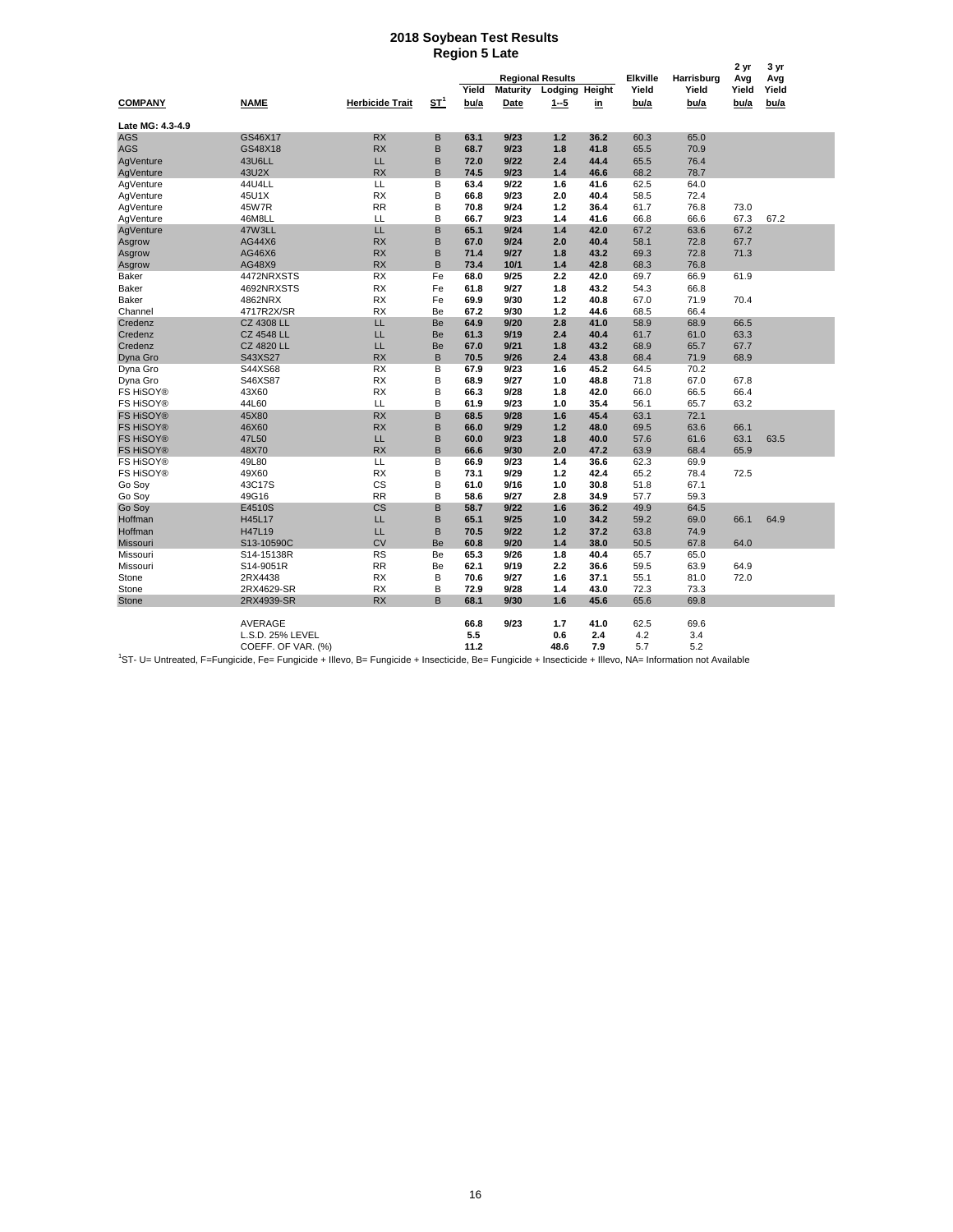# 2018 Soybean Test Results
## Region 5 Late

| COMPANY | NAME | Herbicide Trait | ST[1] | Regional Results Yield bu/a | Regional Results Maturity Date | Regional Results Lodging 1--5 | Regional Results Height in | Elkville Yield bu/a | Harrisburg Yield bu/a | 2 yr Avg Yield bu/a | 3 yr Avg Yield bu/a |
|---|---|---|---|---|---|---|---|---|---|---|---|
| **Late MG: 4.3-4.9** | | | | | | | | | | | |
| AGS | GS46X17 | RX | B | **63.1** | **9/23** | **1.2** | **36.2** | 60.3 | 65.0 | | |
| AGS | GS48X18 | RX | B | **68.7** | **9/23** | **1.8** | **41.8** | 65.5 | 70.9 | | |
| AgVenture | 43U6LL | LL | B | **72.0** | **9/22** | **2.4** | **44.4** | 65.5 | 76.4 | | |
| AgVenture | 43U2X | RX | B | **74.5** | **9/23** | **1.4** | **46.6** | 68.2 | 78.7 | | |
| AgVenture | 44U4LL | LL | B | **63.4** | **9/22** | **1.6** | **41.6** | 62.5 | 64.0 | | |
| AgVenture | 45U1X | RX | B | **66.8** | **9/23** | **2.0** | **40.4** | 58.5 | 72.4 | | |
| AgVenture | 45W7R | RR | B | **70.8** | **9/24** | **1.2** | **36.4** | 61.7 | 76.8 | 73.0 | |
| AgVenture | 46M8LL | LL | B | **66.7** | **9/23** | **1.4** | **41.6** | 66.8 | 66.6 | 67.3 | 67.2 |
| AgVenture | 47W3LL | LL | B | **65.1** | **9/24** | **1.4** | **42.0** | 67.2 | 63.6 | 67.2 | |
| Asgrow | AG44X6 | RX | B | **67.0** | **9/24** | **2.0** | **40.4** | 58.1 | 72.8 | 67.7 | |
| Asgrow | AG46X6 | RX | B | **71.4** | **9/27** | **1.8** | **43.2** | 69.3 | 72.8 | 71.3 | |
| Asgrow | AG48X9 | RX | B | **73.4** | **10/1** | **1.4** | **42.8** | 68.3 | 76.8 | | |
| Baker | 4472NRXSTS | RX | Fe | **68.0** | **9/25** | **2.2** | **42.0** | 69.7 | 66.9 | 61.9 | |
| Baker | 4692NRXSTS | RX | Fe | **61.8** | **9/27** | **1.8** | **43.2** | 54.3 | 66.8 | | |
| Baker | 4862NRX | RX | Fe | **69.9** | **9/30** | **1.2** | **40.8** | 67.0 | 71.9 | 70.4 | |
| Channel | 4717R2X/SR | RX | Be | **67.2** | **9/30** | **1.2** | **44.6** | 68.5 | 66.4 | | |
| Credenz | CZ 4308 LL | LL | Be | **64.9** | **9/20** | **2.8** | **41.0** | 58.9 | 68.9 | 66.5 | |
| Credenz | CZ 4548 LL | LL | Be | **61.3** | **9/19** | **2.4** | **40.4** | 61.7 | 61.0 | 63.3 | |
| Credenz | CZ 4820 LL | LL | Be | **67.0** | **9/21** | **1.8** | **43.2** | 68.9 | 65.7 | 67.7 | |
| Dyna Gro | S43XS27 | RX | B | **70.5** | **9/26** | **2.4** | **43.8** | 68.4 | 71.9 | 68.9 | |
| Dyna Gro | S44XS68 | RX | B | **67.9** | **9/23** | **1.6** | **45.2** | 64.5 | 70.2 | | |
| Dyna Gro | S46XS87 | RX | B | **68.9** | **9/27** | **1.0** | **48.8** | 71.8 | 67.0 | 67.8 | |
| FS HiSOY® | 43X60 | RX | B | **66.3** | **9/28** | **1.8** | **42.0** | 66.0 | 66.5 | 66.4 | |
| FS HiSOY® | 44L60 | LL | B | **61.9** | **9/23** | **1.0** | **35.4** | 56.1 | 65.7 | 63.2 | |
| FS HiSOY® | 45X80 | RX | B | **68.5** | **9/28** | **1.6** | **45.4** | 63.1 | 72.1 | | |
| FS HiSOY® | 46X60 | RX | B | **66.0** | **9/29** | **1.2** | **48.0** | 69.5 | 63.6 | 66.1 | |
| FS HiSOY® | 47L50 | LL | B | **60.0** | **9/23** | **1.8** | **40.0** | 57.6 | 61.6 | 63.1 | 63.5 |
| FS HiSOY® | 48X70 | RX | B | **66.6** | **9/30** | **2.0** | **47.2** | 63.9 | 68.4 | 65.9 | |
| FS HiSOY® | 49L80 | LL | B | **66.9** | **9/23** | **1.4** | **36.6** | 62.3 | 69.9 | | |
| FS HiSOY® | 49X60 | RX | B | **73.1** | **9/29** | **1.2** | **42.4** | 65.2 | 78.4 | 72.5 | |
| Go Soy | 43C17S | CS | B | **61.0** | **9/16** | **1.0** | **30.8** | 51.8 | 67.1 | | |
| Go Soy | 49G16 | RR | B | **58.6** | **9/27** | **2.8** | **34.9** | 57.7 | 59.3 | | |
| Go Soy | E4510S | CS | B | **58.7** | **9/22** | **1.6** | **36.2** | 49.9 | 64.5 | | |
| Hoffman | H45L17 | LL | B | **65.1** | **9/25** | **1.0** | **34.2** | 59.2 | 69.0 | 66.1 | 64.9 |
| Hoffman | H47L19 | LL | B | **70.5** | **9/22** | **1.2** | **37.2** | 63.8 | 74.9 | | |
| Missouri | S13-10590C | CV | Be | **60.8** | **9/20** | **1.4** | **38.0** | 50.5 | 67.8 | 64.0 | |
| Missouri | S14-15138R | RS | Be | **65.3** | **9/26** | **1.8** | **40.4** | 65.7 | 65.0 | | |
| Missouri | S14-9051R | RR | Be | **62.1** | **9/19** | **2.2** | **36.6** | 59.5 | 63.9 | 64.9 | |
| Stone | 2RX4438 | RX | B | **70.6** | **9/27** | **1.6** | **37.1** | 55.1 | 81.0 | 72.0 | |
| Stone | 2RX4629-SR | RX | B | **72.9** | **9/28** | **1.4** | **43.0** | 72.3 | 73.3 | | |
| Stone | 2RX4939-SR | RX | B | **68.1** | **9/30** | **1.6** | **45.6** | 65.6 | 69.8 | | |
| | AVERAGE | | | **66.8** | **9/23** | **1.7** | **41.0** | 62.5 | 69.6 | | |
| | L.S.D. 25% LEVEL | | | **5.5** | | **0.6** | **2.4** | 4.2 | 3.4 | | |
| | COEFF. OF VAR. (%) | | | **11.2** | | **48.6** | **7.9** | 5.7 | 5.2 | | |

[1]ST- U= Untreated, F=Fungicide, Fe= Fungicide + Illevo, B= Fungicide + Insecticide, Be= Fungicide + Insecticide + Illevo, NA= Information not Available